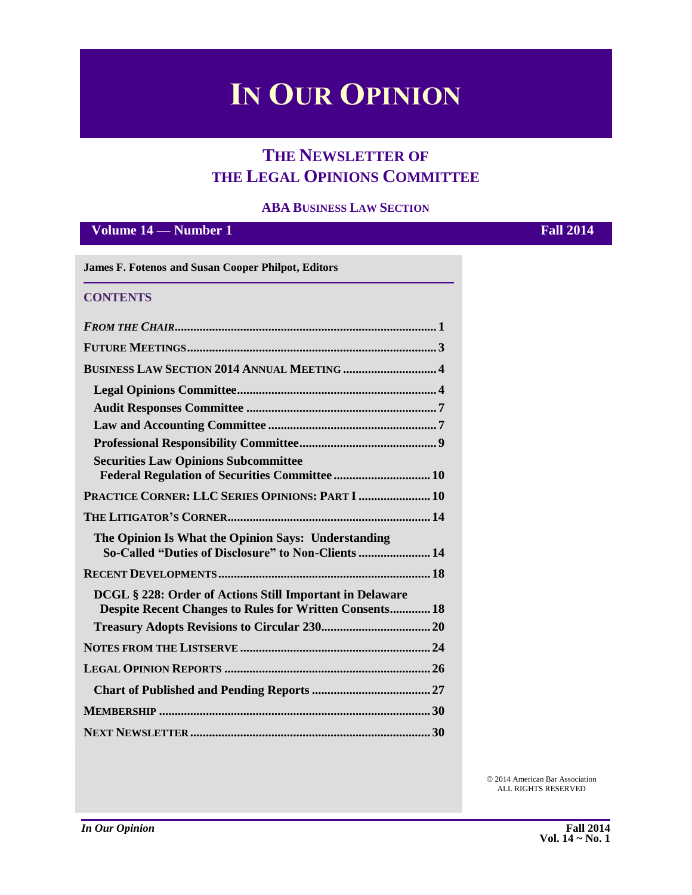# IN OUR OPINION

## THE NEWSLETTER OF THE LEGAL OPINIONS COMMITTEE

### ABA BUSINESS LAW SECTION

**Volume 14 — Number 1** **Fall 2014**

**James F. Fotenos and Susan Cooper Philpot, Editors**

### CONTENTS

*FROM THE CHAIR* .......... 1

FUTURE MEETINGS .......... 3

BUSINESS LAW SECTION 2014 ANNUAL MEETING .......... 4

- Legal Opinions Committee .......... 4
- Audit Responses Committee .......... 7
- Law and Accounting Committee .......... 7
- Professional Responsibility Committee .......... 9
- Securities Law Opinions Subcommittee Federal Regulation of Securities Committee .......... 10

PRACTICE CORNER: LLC SERIES OPINIONS: PART I .......... 10

THE LITIGATOR'S CORNER .......... 14

- The Opinion Is What the Opinion Says: Understanding So-Called "Duties of Disclosure" to Non-Clients .......... 14

RECENT DEVELOPMENTS .......... 18

- DCGL § 228: Order of Actions Still Important in Delaware Despite Recent Changes to Rules for Written Consents .......... 18
- Treasury Adopts Revisions to Circular 230 .......... 20

NOTES FROM THE LISTSERVE .......... 24

LEGAL OPINION REPORTS .......... 26

- Chart of Published and Pending Reports .......... 27

MEMBERSHIP .......... 30

NEXT NEWSLETTER .......... 30

© 2014 American Bar Association
ALL RIGHTS RESERVED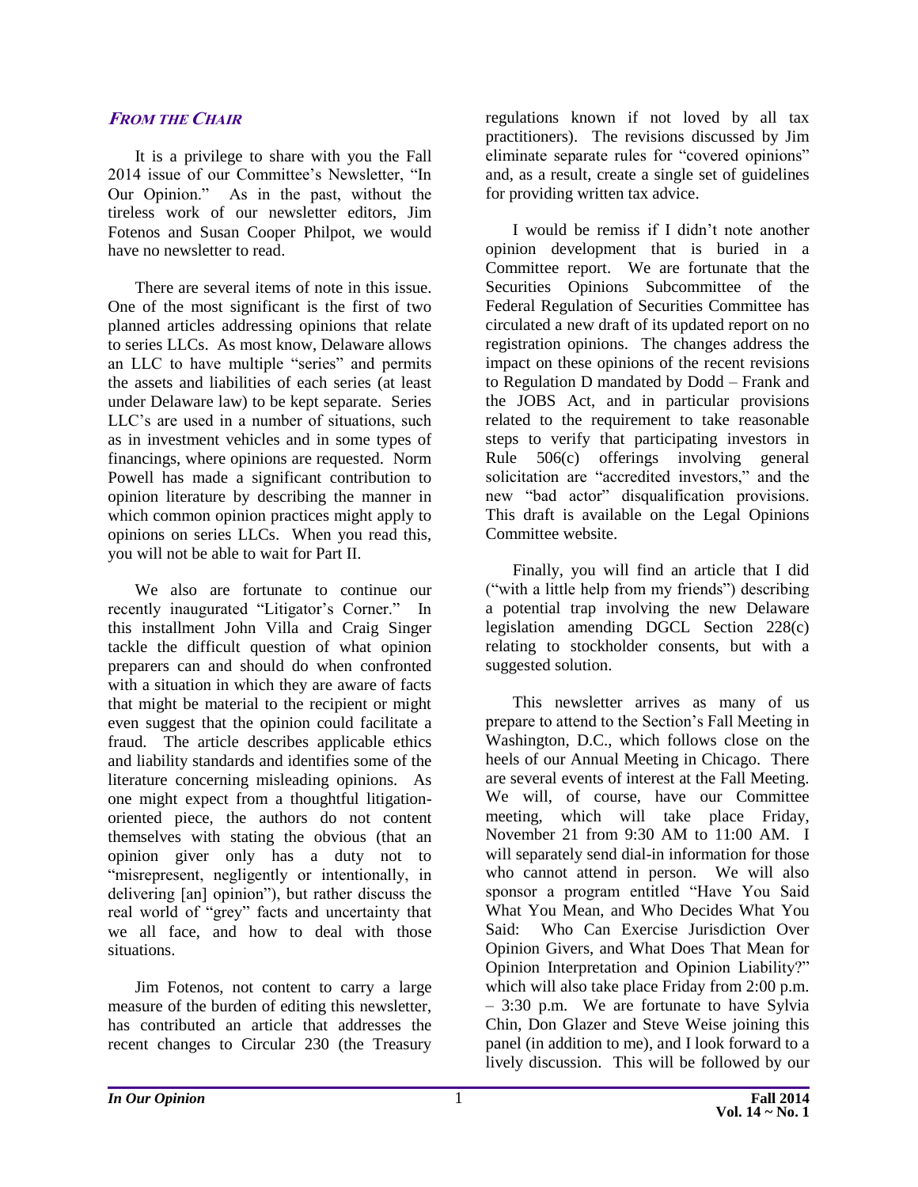### *From the Chair*

It is a privilege to share with you the Fall 2014 issue of our Committee's Newsletter, "In Our Opinion." As in the past, without the tireless work of our newsletter editors, Jim Fotenos and Susan Cooper Philpot, we would have no newsletter to read.

There are several items of note in this issue. One of the most significant is the first of two planned articles addressing opinions that relate to series LLCs. As most know, Delaware allows an LLC to have multiple "series" and permits the assets and liabilities of each series (at least under Delaware law) to be kept separate. Series LLC's are used in a number of situations, such as in investment vehicles and in some types of financings, where opinions are requested. Norm Powell has made a significant contribution to opinion literature by describing the manner in which common opinion practices might apply to opinions on series LLCs. When you read this, you will not be able to wait for Part II.

We also are fortunate to continue our recently inaugurated "Litigator's Corner." In this installment John Villa and Craig Singer tackle the difficult question of what opinion preparers can and should do when confronted with a situation in which they are aware of facts that might be material to the recipient or might even suggest that the opinion could facilitate a fraud. The article describes applicable ethics and liability standards and identifies some of the literature concerning misleading opinions. As one might expect from a thoughtful litigation-oriented piece, the authors do not content themselves with stating the obvious (that an opinion giver only has a duty not to "misrepresent, negligently or intentionally, in delivering [an] opinion"), but rather discuss the real world of "grey" facts and uncertainty that we all face, and how to deal with those situations.

Jim Fotenos, not content to carry a large measure of the burden of editing this newsletter, has contributed an article that addresses the recent changes to Circular 230 (the Treasury regulations known if not loved by all tax practitioners). The revisions discussed by Jim eliminate separate rules for "covered opinions" and, as a result, create a single set of guidelines for providing written tax advice.

I would be remiss if I didn't note another opinion development that is buried in a Committee report. We are fortunate that the Securities Opinions Subcommittee of the Federal Regulation of Securities Committee has circulated a new draft of its updated report on no registration opinions. The changes address the impact on these opinions of the recent revisions to Regulation D mandated by Dodd – Frank and the JOBS Act, and in particular provisions related to the requirement to take reasonable steps to verify that participating investors in Rule 506(c) offerings involving general solicitation are "accredited investors," and the new "bad actor" disqualification provisions. This draft is available on the Legal Opinions Committee website.

Finally, you will find an article that I did ("with a little help from my friends") describing a potential trap involving the new Delaware legislation amending DGCL Section 228(c) relating to stockholder consents, but with a suggested solution.

This newsletter arrives as many of us prepare to attend to the Section's Fall Meeting in Washington, D.C., which follows close on the heels of our Annual Meeting in Chicago. There are several events of interest at the Fall Meeting. We will, of course, have our Committee meeting, which will take place Friday, November 21 from 9:30 AM to 11:00 AM. I will separately send dial-in information for those who cannot attend in person. We will also sponsor a program entitled "Have You Said What You Mean, and Who Decides What You Said: Who Can Exercise Jurisdiction Over Opinion Givers, and What Does That Mean for Opinion Interpretation and Opinion Liability?" which will also take place Friday from 2:00 p.m. – 3:30 p.m. We are fortunate to have Sylvia Chin, Don Glazer and Steve Weise joining this panel (in addition to me), and I look forward to a lively discussion. This will be followed by our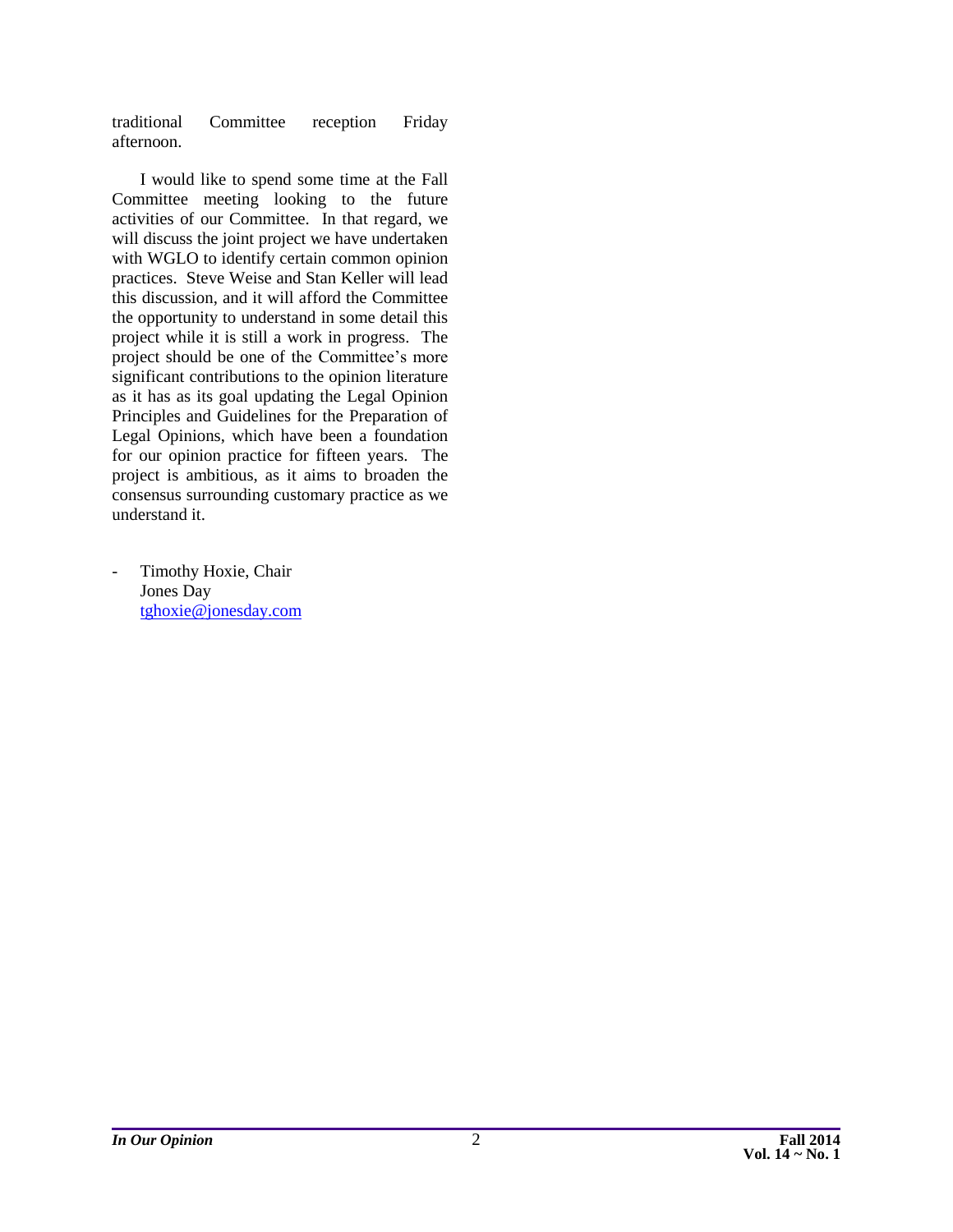traditional Committee reception Friday afternoon.

I would like to spend some time at the Fall Committee meeting looking to the future activities of our Committee. In that regard, we will discuss the joint project we have undertaken with WGLO to identify certain common opinion practices. Steve Weise and Stan Keller will lead this discussion, and it will afford the Committee the opportunity to understand in some detail this project while it is still a work in progress. The project should be one of the Committee's more significant contributions to the opinion literature as it has as its goal updating the Legal Opinion Principles and Guidelines for the Preparation of Legal Opinions, which have been a foundation for our opinion practice for fifteen years. The project is ambitious, as it aims to broaden the consensus surrounding customary practice as we understand it.

- Timothy Hoxie, Chair
  Jones Day
  tghoxie@jonesday.com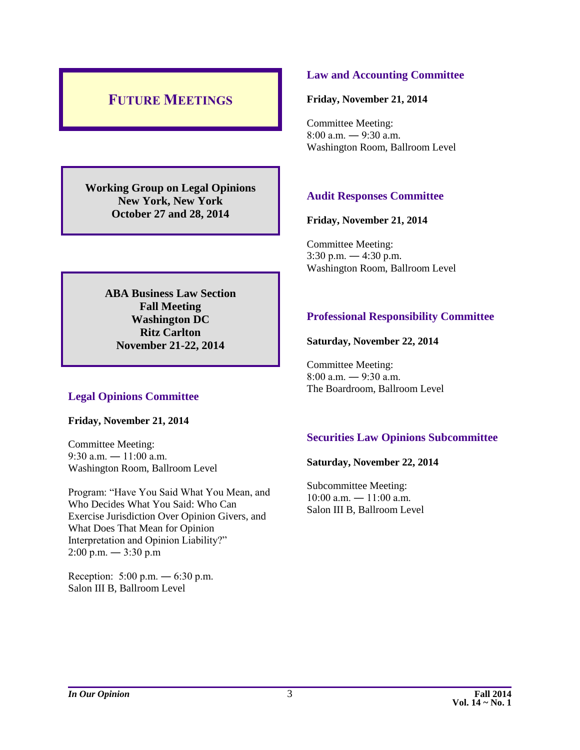# FUTURE MEETINGS

**Working Group on Legal Opinions**
**New York, New York**
**October 27 and 28, 2014**

**ABA Business Law Section**
**Fall Meeting**
**Washington DC**
**Ritz Carlton**
**November 21-22, 2014**

## Legal Opinions Committee

**Friday, November 21, 2014**

Committee Meeting:
9:30 a.m. — 11:00 a.m.
Washington Room, Ballroom Level

Program: "Have You Said What You Mean, and Who Decides What You Said: Who Can Exercise Jurisdiction Over Opinion Givers, and What Does That Mean for Opinion Interpretation and Opinion Liability?"
2:00 p.m. — 3:30 p.m

Reception: 5:00 p.m. — 6:30 p.m.
Salon III B, Ballroom Level

## Law and Accounting Committee

**Friday, November 21, 2014**

Committee Meeting:
8:00 a.m. — 9:30 a.m.
Washington Room, Ballroom Level

## Audit Responses Committee

**Friday, November 21, 2014**

Committee Meeting:
3:30 p.m. — 4:30 p.m.
Washington Room, Ballroom Level

## Professional Responsibility Committee

**Saturday, November 22, 2014**

Committee Meeting:
8:00 a.m. — 9:30 a.m.
The Boardroom, Ballroom Level

## Securities Law Opinions Subcommittee

**Saturday, November 22, 2014**

Subcommittee Meeting:
10:00 a.m. — 11:00 a.m.
Salon III B, Ballroom Level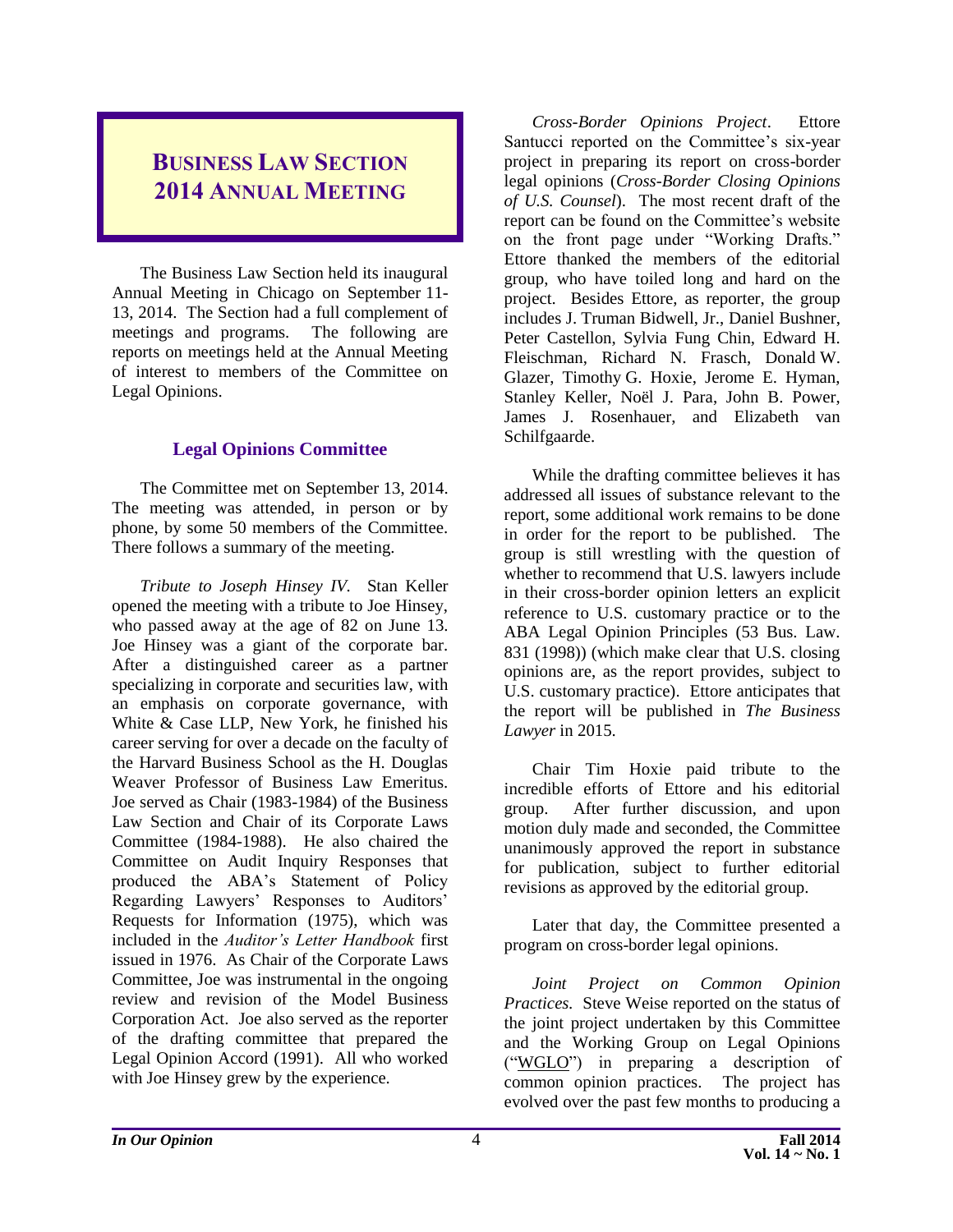# BUSINESS LAW SECTION 2014 ANNUAL MEETING

The Business Law Section held its inaugural Annual Meeting in Chicago on September 11-13, 2014. The Section had a full complement of meetings and programs. The following are reports on meetings held at the Annual Meeting of interest to members of the Committee on Legal Opinions.

## Legal Opinions Committee

The Committee met on September 13, 2014. The meeting was attended, in person or by phone, by some 50 members of the Committee. There follows a summary of the meeting.

*Tribute to Joseph Hinsey IV.* Stan Keller opened the meeting with a tribute to Joe Hinsey, who passed away at the age of 82 on June 13. Joe Hinsey was a giant of the corporate bar. After a distinguished career as a partner specializing in corporate and securities law, with an emphasis on corporate governance, with White & Case LLP, New York, he finished his career serving for over a decade on the faculty of the Harvard Business School as the H. Douglas Weaver Professor of Business Law Emeritus. Joe served as Chair (1983-1984) of the Business Law Section and Chair of its Corporate Laws Committee (1984-1988). He also chaired the Committee on Audit Inquiry Responses that produced the ABA's Statement of Policy Regarding Lawyers' Responses to Auditors' Requests for Information (1975), which was included in the *Auditor's Letter Handbook* first issued in 1976. As Chair of the Corporate Laws Committee, Joe was instrumental in the ongoing review and revision of the Model Business Corporation Act. Joe also served as the reporter of the drafting committee that prepared the Legal Opinion Accord (1991). All who worked with Joe Hinsey grew by the experience.

*Cross-Border Opinions Project*. Ettore Santucci reported on the Committee's six-year project in preparing its report on cross-border legal opinions (*Cross-Border Closing Opinions of U.S. Counsel*). The most recent draft of the report can be found on the Committee's website on the front page under "Working Drafts." Ettore thanked the members of the editorial group, who have toiled long and hard on the project. Besides Ettore, as reporter, the group includes J. Truman Bidwell, Jr., Daniel Bushner, Peter Castellon, Sylvia Fung Chin, Edward H. Fleischman, Richard N. Frasch, Donald W. Glazer, Timothy G. Hoxie, Jerome E. Hyman, Stanley Keller, Noël J. Para, John B. Power, James J. Rosenhauer, and Elizabeth van Schilfgaarde.

While the drafting committee believes it has addressed all issues of substance relevant to the report, some additional work remains to be done in order for the report to be published. The group is still wrestling with the question of whether to recommend that U.S. lawyers include in their cross-border opinion letters an explicit reference to U.S. customary practice or to the ABA Legal Opinion Principles (53 Bus. Law. 831 (1998)) (which make clear that U.S. closing opinions are, as the report provides, subject to U.S. customary practice). Ettore anticipates that the report will be published in *The Business Lawyer* in 2015.

Chair Tim Hoxie paid tribute to the incredible efforts of Ettore and his editorial group. After further discussion, and upon motion duly made and seconded, the Committee unanimously approved the report in substance for publication, subject to further editorial revisions as approved by the editorial group.

Later that day, the Committee presented a program on cross-border legal opinions.

*Joint Project on Common Opinion Practices.* Steve Weise reported on the status of the joint project undertaken by this Committee and the Working Group on Legal Opinions ("WGLO") in preparing a description of common opinion practices. The project has evolved over the past few months to producing a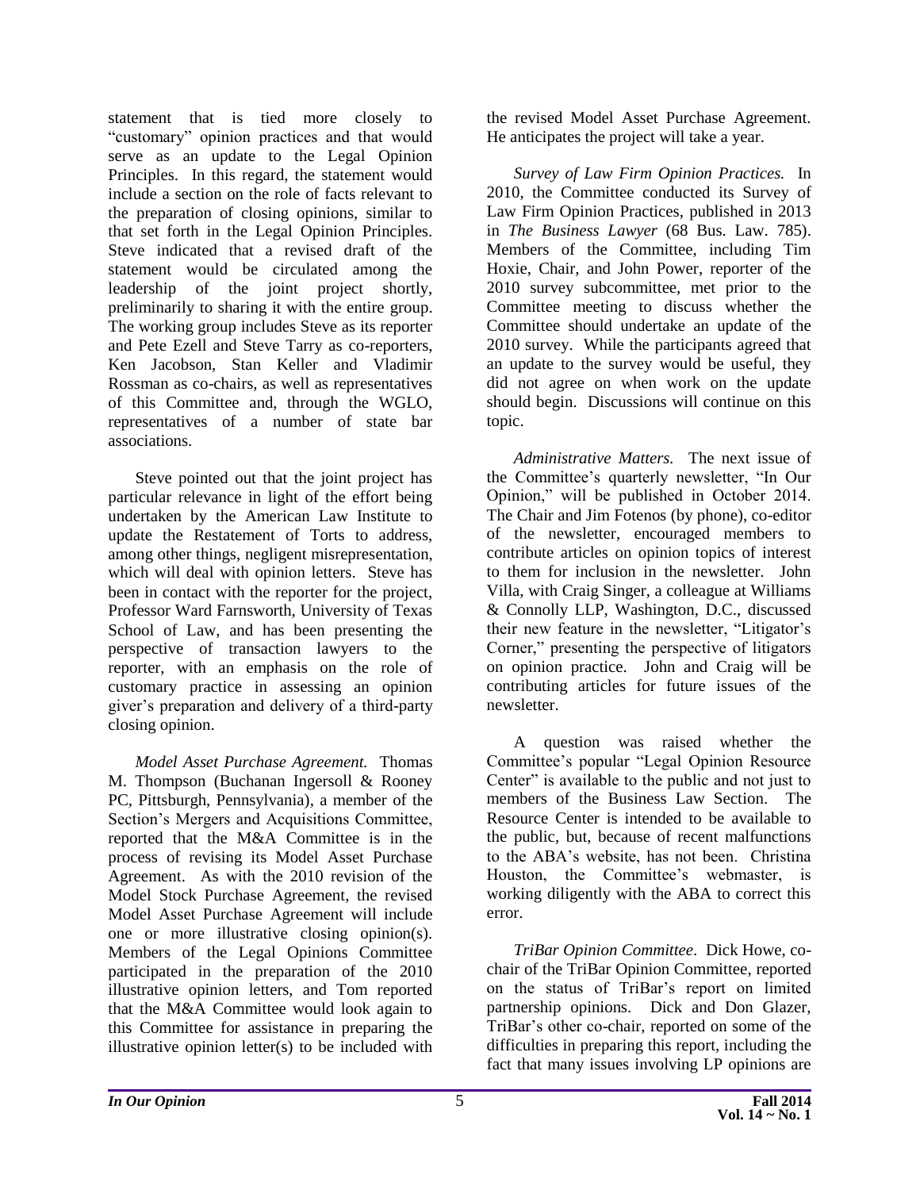statement that is tied more closely to "customary" opinion practices and that would serve as an update to the Legal Opinion Principles. In this regard, the statement would include a section on the role of facts relevant to the preparation of closing opinions, similar to that set forth in the Legal Opinion Principles. Steve indicated that a revised draft of the statement would be circulated among the leadership of the joint project shortly, preliminarily to sharing it with the entire group. The working group includes Steve as its reporter and Pete Ezell and Steve Tarry as co-reporters, Ken Jacobson, Stan Keller and Vladimir Rossman as co-chairs, as well as representatives of this Committee and, through the WGLO, representatives of a number of state bar associations.

Steve pointed out that the joint project has particular relevance in light of the effort being undertaken by the American Law Institute to update the Restatement of Torts to address, among other things, negligent misrepresentation, which will deal with opinion letters. Steve has been in contact with the reporter for the project, Professor Ward Farnsworth, University of Texas School of Law, and has been presenting the perspective of transaction lawyers to the reporter, with an emphasis on the role of customary practice in assessing an opinion giver's preparation and delivery of a third-party closing opinion.

*Model Asset Purchase Agreement.* Thomas M. Thompson (Buchanan Ingersoll & Rooney PC, Pittsburgh, Pennsylvania), a member of the Section's Mergers and Acquisitions Committee, reported that the M&A Committee is in the process of revising its Model Asset Purchase Agreement. As with the 2010 revision of the Model Stock Purchase Agreement, the revised Model Asset Purchase Agreement will include one or more illustrative closing opinion(s). Members of the Legal Opinions Committee participated in the preparation of the 2010 illustrative opinion letters, and Tom reported that the M&A Committee would look again to this Committee for assistance in preparing the illustrative opinion letter(s) to be included with the revised Model Asset Purchase Agreement. He anticipates the project will take a year.

*Survey of Law Firm Opinion Practices.* In 2010, the Committee conducted its Survey of Law Firm Opinion Practices, published in 2013 in *The Business Lawyer* (68 Bus. Law. 785). Members of the Committee, including Tim Hoxie, Chair, and John Power, reporter of the 2010 survey subcommittee, met prior to the Committee meeting to discuss whether the Committee should undertake an update of the 2010 survey. While the participants agreed that an update to the survey would be useful, they did not agree on when work on the update should begin. Discussions will continue on this topic.

*Administrative Matters.* The next issue of the Committee's quarterly newsletter, "In Our Opinion," will be published in October 2014. The Chair and Jim Fotenos (by phone), co-editor of the newsletter, encouraged members to contribute articles on opinion topics of interest to them for inclusion in the newsletter. John Villa, with Craig Singer, a colleague at Williams & Connolly LLP, Washington, D.C., discussed their new feature in the newsletter, "Litigator's Corner," presenting the perspective of litigators on opinion practice. John and Craig will be contributing articles for future issues of the newsletter.

A question was raised whether the Committee's popular "Legal Opinion Resource Center" is available to the public and not just to members of the Business Law Section. The Resource Center is intended to be available to the public, but, because of recent malfunctions to the ABA's website, has not been. Christina Houston, the Committee's webmaster, is working diligently with the ABA to correct this error.

*TriBar Opinion Committee*. Dick Howe, co-chair of the TriBar Opinion Committee, reported on the status of TriBar's report on limited partnership opinions. Dick and Don Glazer, TriBar's other co-chair, reported on some of the difficulties in preparing this report, including the fact that many issues involving LP opinions are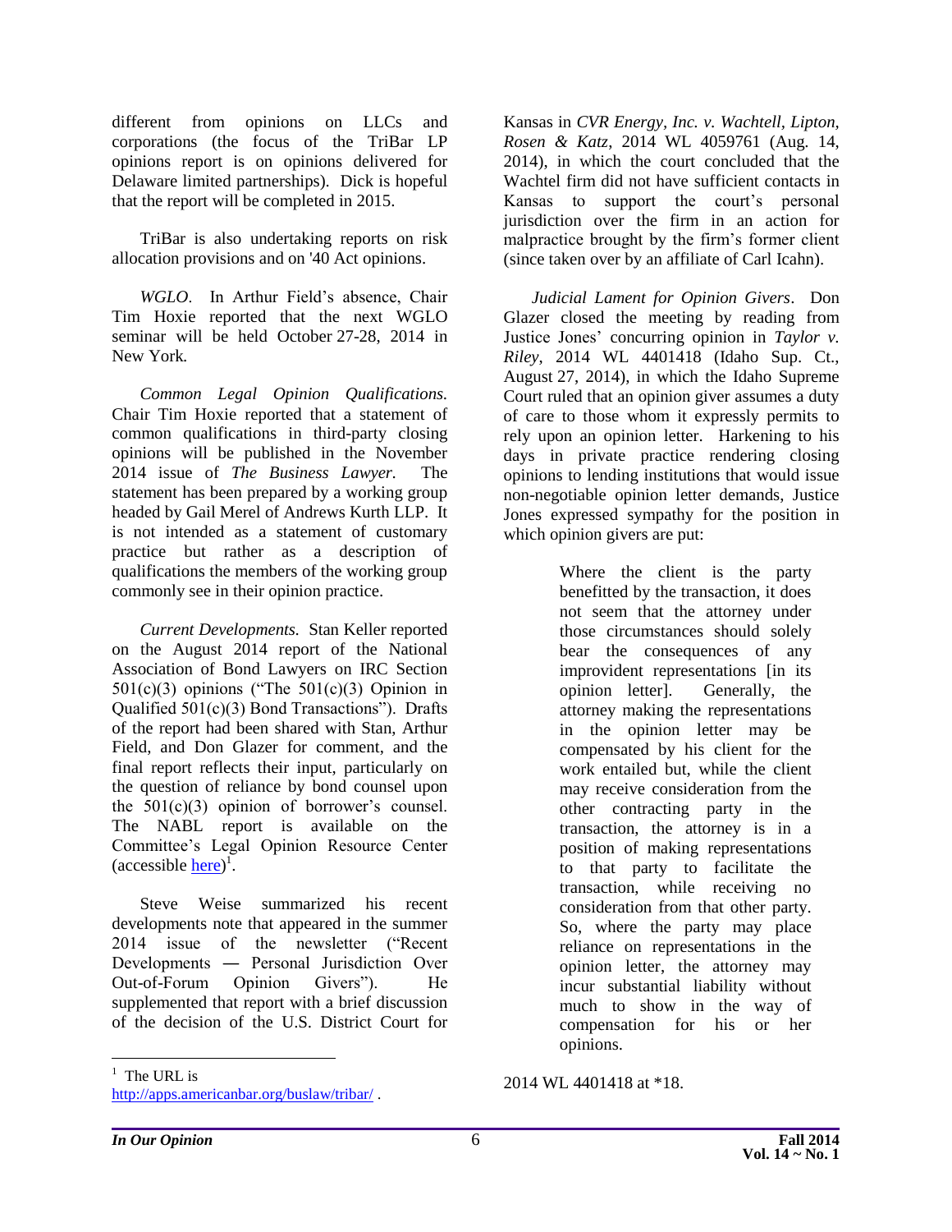different from opinions on LLCs and corporations (the focus of the TriBar LP opinions report is on opinions delivered for Delaware limited partnerships). Dick is hopeful that the report will be completed in 2015.

TriBar is also undertaking reports on risk allocation provisions and on '40 Act opinions.

*WGLO*. In Arthur Field's absence, Chair Tim Hoxie reported that the next WGLO seminar will be held October 27-28, 2014 in New York.

*Common Legal Opinion Qualifications.* Chair Tim Hoxie reported that a statement of common qualifications in third-party closing opinions will be published in the November 2014 issue of *The Business Lawyer.* The statement has been prepared by a working group headed by Gail Merel of Andrews Kurth LLP. It is not intended as a statement of customary practice but rather as a description of qualifications the members of the working group commonly see in their opinion practice.

*Current Developments.* Stan Keller reported on the August 2014 report of the National Association of Bond Lawyers on IRC Section 501(c)(3) opinions ("The 501(c)(3) Opinion in Qualified 501(c)(3) Bond Transactions"). Drafts of the report had been shared with Stan, Arthur Field, and Don Glazer for comment, and the final report reflects their input, particularly on the question of reliance by bond counsel upon the 501(c)(3) opinion of borrower's counsel. The NABL report is available on the Committee's Legal Opinion Resource Center (accessible [here](http://apps.americanbar.org/buslaw/tribar/))[1].

Steve Weise summarized his recent developments note that appeared in the summer 2014 issue of the newsletter ("Recent Developments ― Personal Jurisdiction Over Out-of-Forum Opinion Givers"). He supplemented that report with a brief discussion of the decision of the U.S. District Court for Kansas in *CVR Energy, Inc. v. Wachtell, Lipton, Rosen & Katz*, 2014 WL 4059761 (Aug. 14, 2014), in which the court concluded that the Wachtel firm did not have sufficient contacts in Kansas to support the court's personal jurisdiction over the firm in an action for malpractice brought by the firm's former client (since taken over by an affiliate of Carl Icahn).

*Judicial Lament for Opinion Givers*. Don Glazer closed the meeting by reading from Justice Jones' concurring opinion in *Taylor v. Riley*, 2014 WL 4401418 (Idaho Sup. Ct., August 27, 2014), in which the Idaho Supreme Court ruled that an opinion giver assumes a duty of care to those whom it expressly permits to rely upon an opinion letter. Harkening to his days in private practice rendering closing opinions to lending institutions that would issue non-negotiable opinion letter demands, Justice Jones expressed sympathy for the position in which opinion givers are put:

> Where the client is the party benefitted by the transaction, it does not seem that the attorney under those circumstances should solely bear the consequences of any improvident representations [in its opinion letter]. Generally, the attorney making the representations in the opinion letter may be compensated by his client for the work entailed but, while the client may receive consideration from the other contracting party in the transaction, the attorney is in a position of making representations to that party to facilitate the transaction, while receiving no consideration from that other party. So, where the party may place reliance on representations in the opinion letter, the attorney may incur substantial liability without much to show in the way of compensation for his or her opinions.

2014 WL 4401418 at *18.

---

[1] The URL is http://apps.americanbar.org/buslaw/tribar/ .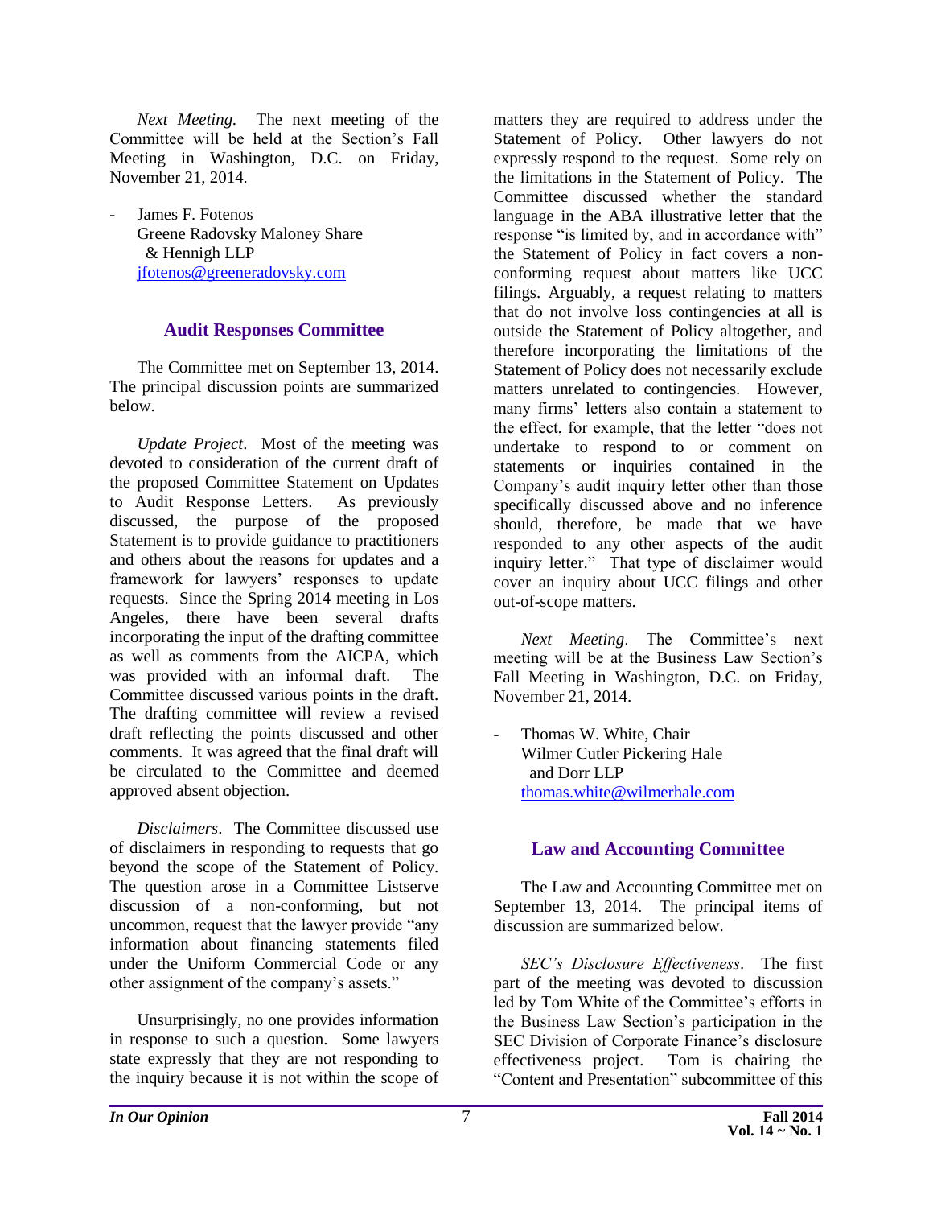*Next Meeting.* The next meeting of the Committee will be held at the Section's Fall Meeting in Washington, D.C. on Friday, November 21, 2014.

- James F. Fotenos
  Greene Radovsky Maloney Share & Hennigh LLP
  jfotenos@greeneradovsky.com

## Audit Responses Committee

The Committee met on September 13, 2014. The principal discussion points are summarized below.

*Update Project*. Most of the meeting was devoted to consideration of the current draft of the proposed Committee Statement on Updates to Audit Response Letters. As previously discussed, the purpose of the proposed Statement is to provide guidance to practitioners and others about the reasons for updates and a framework for lawyers' responses to update requests. Since the Spring 2014 meeting in Los Angeles, there have been several drafts incorporating the input of the drafting committee as well as comments from the AICPA, which was provided with an informal draft. The Committee discussed various points in the draft. The drafting committee will review a revised draft reflecting the points discussed and other comments. It was agreed that the final draft will be circulated to the Committee and deemed approved absent objection.

*Disclaimers*. The Committee discussed use of disclaimers in responding to requests that go beyond the scope of the Statement of Policy. The question arose in a Committee Listserve discussion of a non-conforming, but not uncommon, request that the lawyer provide "any information about financing statements filed under the Uniform Commercial Code or any other assignment of the company's assets."

Unsurprisingly, no one provides information in response to such a question. Some lawyers state expressly that they are not responding to the inquiry because it is not within the scope of matters they are required to address under the Statement of Policy. Other lawyers do not expressly respond to the request. Some rely on the limitations in the Statement of Policy. The Committee discussed whether the standard language in the ABA illustrative letter that the response "is limited by, and in accordance with" the Statement of Policy in fact covers a non-conforming request about matters like UCC filings. Arguably, a request relating to matters that do not involve loss contingencies at all is outside the Statement of Policy altogether, and therefore incorporating the limitations of the Statement of Policy does not necessarily exclude matters unrelated to contingencies. However, many firms' letters also contain a statement to the effect, for example, that the letter "does not undertake to respond to or comment on statements or inquiries contained in the Company's audit inquiry letter other than those specifically discussed above and no inference should, therefore, be made that we have responded to any other aspects of the audit inquiry letter." That type of disclaimer would cover an inquiry about UCC filings and other out-of-scope matters.

*Next Meeting*. The Committee's next meeting will be at the Business Law Section's Fall Meeting in Washington, D.C. on Friday, November 21, 2014.

- Thomas W. White, Chair
  Wilmer Cutler Pickering Hale and Dorr LLP
  thomas.white@wilmerhale.com

## Law and Accounting Committee

The Law and Accounting Committee met on September 13, 2014. The principal items of discussion are summarized below.

*SEC's Disclosure Effectiveness*. The first part of the meeting was devoted to discussion led by Tom White of the Committee's efforts in the Business Law Section's participation in the SEC Division of Corporate Finance's disclosure effectiveness project. Tom is chairing the "Content and Presentation" subcommittee of this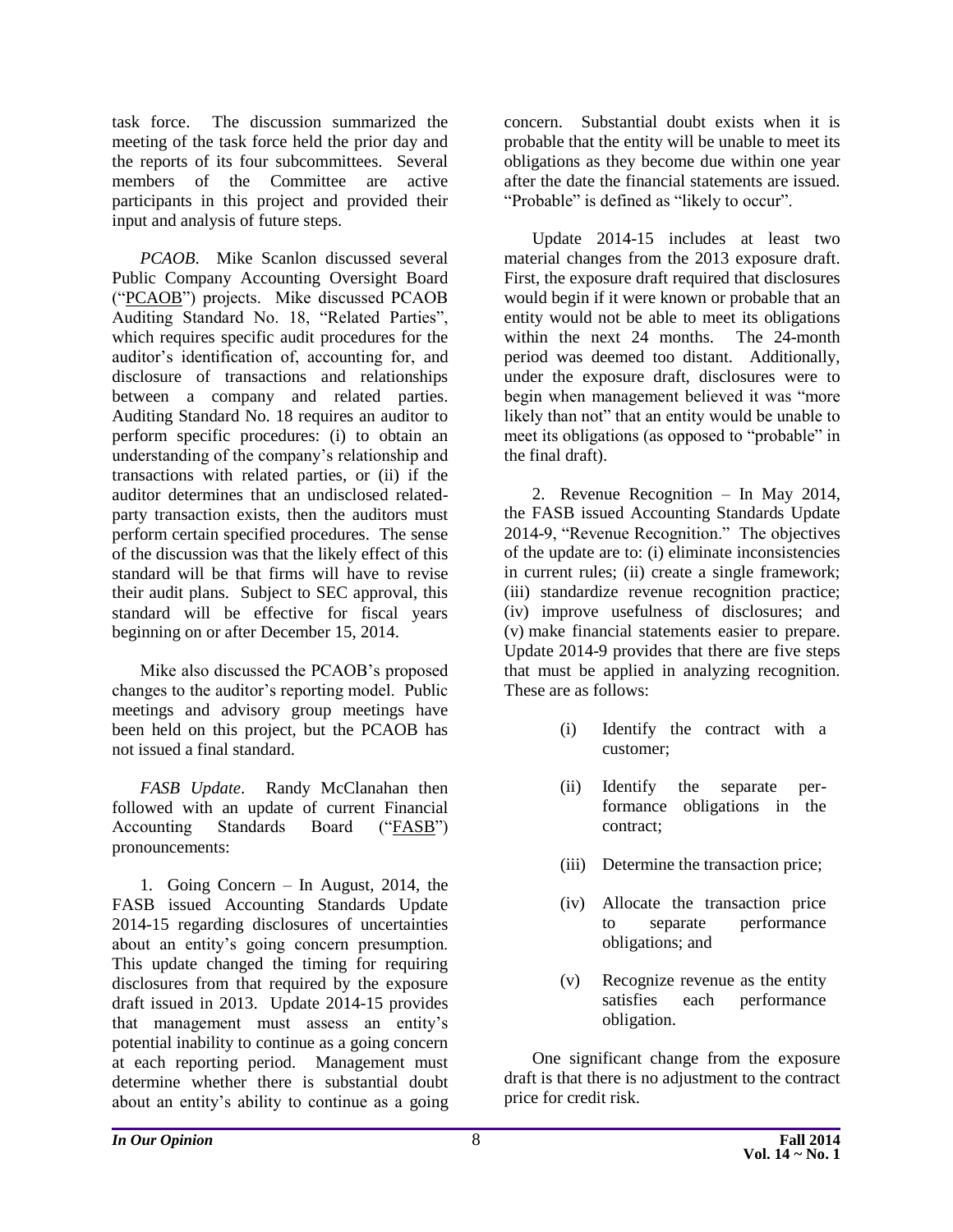task force. The discussion summarized the meeting of the task force held the prior day and the reports of its four subcommittees. Several members of the Committee are active participants in this project and provided their input and analysis of future steps.

*PCAOB*. Mike Scanlon discussed several Public Company Accounting Oversight Board ("PCAOB") projects. Mike discussed PCAOB Auditing Standard No. 18, "Related Parties", which requires specific audit procedures for the auditor's identification of, accounting for, and disclosure of transactions and relationships between a company and related parties. Auditing Standard No. 18 requires an auditor to perform specific procedures: (i) to obtain an understanding of the company's relationship and transactions with related parties, or (ii) if the auditor determines that an undisclosed related-party transaction exists, then the auditors must perform certain specified procedures. The sense of the discussion was that the likely effect of this standard will be that firms will have to revise their audit plans. Subject to SEC approval, this standard will be effective for fiscal years beginning on or after December 15, 2014.

Mike also discussed the PCAOB's proposed changes to the auditor's reporting model. Public meetings and advisory group meetings have been held on this project, but the PCAOB has not issued a final standard.

*FASB Update*. Randy McClanahan then followed with an update of current Financial Accounting Standards Board ("FASB") pronouncements:

1. Going Concern – In August, 2014, the FASB issued Accounting Standards Update 2014-15 regarding disclosures of uncertainties about an entity's going concern presumption. This update changed the timing for requiring disclosures from that required by the exposure draft issued in 2013. Update 2014-15 provides that management must assess an entity's potential inability to continue as a going concern at each reporting period. Management must determine whether there is substantial doubt about an entity's ability to continue as a going concern. Substantial doubt exists when it is probable that the entity will be unable to meet its obligations as they become due within one year after the date the financial statements are issued. "Probable" is defined as "likely to occur".

Update 2014-15 includes at least two material changes from the 2013 exposure draft. First, the exposure draft required that disclosures would begin if it were known or probable that an entity would not be able to meet its obligations within the next 24 months. The 24-month period was deemed too distant. Additionally, under the exposure draft, disclosures were to begin when management believed it was "more likely than not" that an entity would be unable to meet its obligations (as opposed to "probable" in the final draft).

2. Revenue Recognition – In May 2014, the FASB issued Accounting Standards Update 2014-9, "Revenue Recognition." The objectives of the update are to: (i) eliminate inconsistencies in current rules; (ii) create a single framework; (iii) standardize revenue recognition practice; (iv) improve usefulness of disclosures; and (v) make financial statements easier to prepare. Update 2014-9 provides that there are five steps that must be applied in analyzing recognition. These are as follows:

(i) Identify the contract with a customer;

(ii) Identify the separate performance obligations in the contract;

(iii) Determine the transaction price;

(iv) Allocate the transaction price to separate performance obligations; and

(v) Recognize revenue as the entity satisfies each performance obligation.

One significant change from the exposure draft is that there is no adjustment to the contract price for credit risk.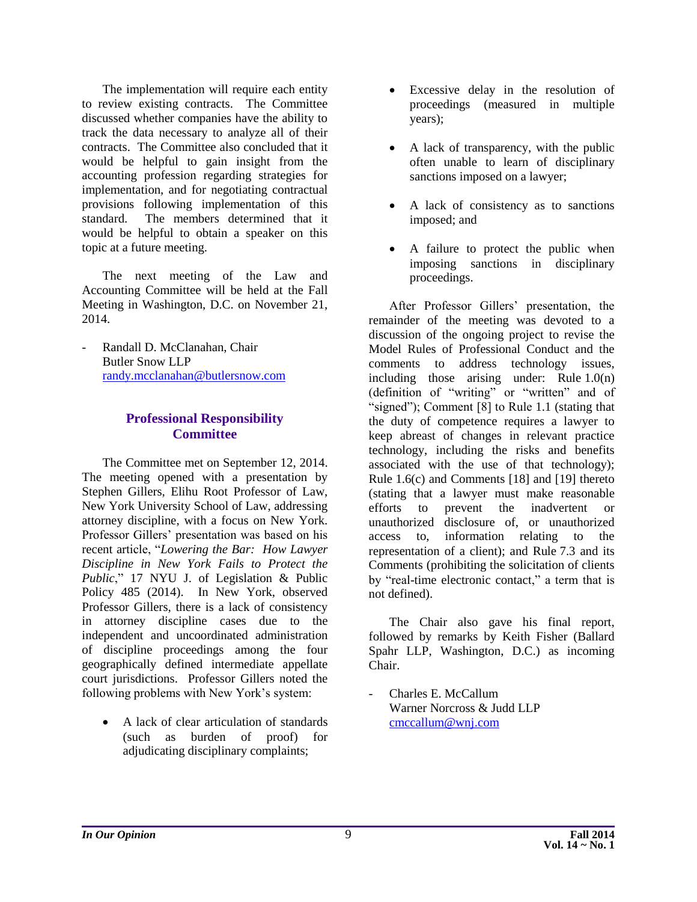The implementation will require each entity to review existing contracts. The Committee discussed whether companies have the ability to track the data necessary to analyze all of their contracts. The Committee also concluded that it would be helpful to gain insight from the accounting profession regarding strategies for implementation, and for negotiating contractual provisions following implementation of this standard. The members determined that it would be helpful to obtain a speaker on this topic at a future meeting.

The next meeting of the Law and Accounting Committee will be held at the Fall Meeting in Washington, D.C. on November 21, 2014.

- Randall D. McClanahan, Chair
  Butler Snow LLP
  randy.mcclanahan@butlersnow.com

## Professional Responsibility Committee

The Committee met on September 12, 2014. The meeting opened with a presentation by Stephen Gillers, Elihu Root Professor of Law, New York University School of Law, addressing attorney discipline, with a focus on New York. Professor Gillers' presentation was based on his recent article, "*Lowering the Bar: How Lawyer Discipline in New York Fails to Protect the Public*," 17 NYU J. of Legislation & Public Policy 485 (2014). In New York, observed Professor Gillers, there is a lack of consistency in attorney discipline cases due to the independent and uncoordinated administration of discipline proceedings among the four geographically defined intermediate appellate court jurisdictions. Professor Gillers noted the following problems with New York's system:

- A lack of clear articulation of standards (such as burden of proof) for adjudicating disciplinary complaints;
- Excessive delay in the resolution of proceedings (measured in multiple years);
- A lack of transparency, with the public often unable to learn of disciplinary sanctions imposed on a lawyer;
- A lack of consistency as to sanctions imposed; and
- A failure to protect the public when imposing sanctions in disciplinary proceedings.

After Professor Gillers' presentation, the remainder of the meeting was devoted to a discussion of the ongoing project to revise the Model Rules of Professional Conduct and the comments to address technology issues, including those arising under: Rule 1.0(n) (definition of "writing" or "written" and of "signed"); Comment [8] to Rule 1.1 (stating that the duty of competence requires a lawyer to keep abreast of changes in relevant practice technology, including the risks and benefits associated with the use of that technology); Rule 1.6(c) and Comments [18] and [19] thereto (stating that a lawyer must make reasonable efforts to prevent the inadvertent or unauthorized disclosure of, or unauthorized access to, information relating to the representation of a client); and Rule 7.3 and its Comments (prohibiting the solicitation of clients by "real-time electronic contact," a term that is not defined).

The Chair also gave his final report, followed by remarks by Keith Fisher (Ballard Spahr LLP, Washington, D.C.) as incoming Chair.

- Charles E. McCallum
  Warner Norcross & Judd LLP
  cmccallum@wnj.com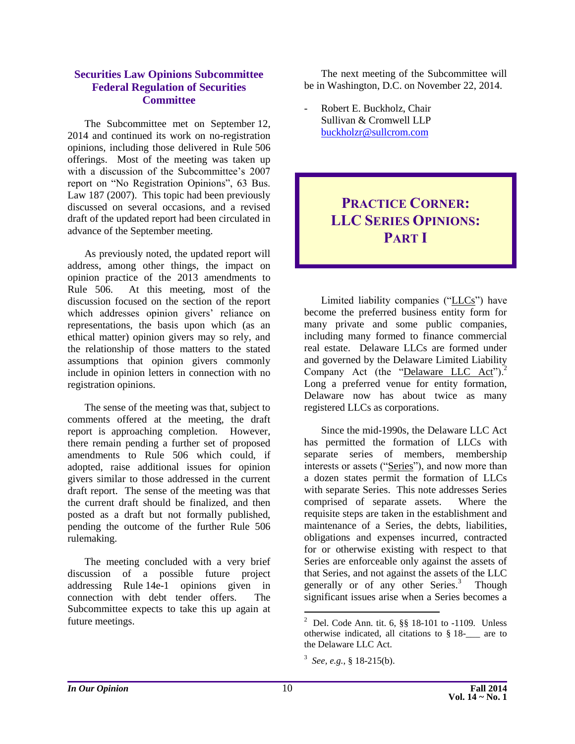## Securities Law Opinions Subcommittee Federal Regulation of Securities Committee

The Subcommittee met on September 12, 2014 and continued its work on no-registration opinions, including those delivered in Rule 506 offerings. Most of the meeting was taken up with a discussion of the Subcommittee's 2007 report on "No Registration Opinions", 63 Bus. Law 187 (2007). This topic had been previously discussed on several occasions, and a revised draft of the updated report had been circulated in advance of the September meeting.

As previously noted, the updated report will address, among other things, the impact on opinion practice of the 2013 amendments to Rule 506. At this meeting, most of the discussion focused on the section of the report which addresses opinion givers' reliance on representations, the basis upon which (as an ethical matter) opinion givers may so rely, and the relationship of those matters to the stated assumptions that opinion givers commonly include in opinion letters in connection with no registration opinions.

The sense of the meeting was that, subject to comments offered at the meeting, the draft report is approaching completion. However, there remain pending a further set of proposed amendments to Rule 506 which could, if adopted, raise additional issues for opinion givers similar to those addressed in the current draft report. The sense of the meeting was that the current draft should be finalized, and then posted as a draft but not formally published, pending the outcome of the further Rule 506 rulemaking.

The meeting concluded with a very brief discussion of a possible future project addressing Rule 14e-1 opinions given in connection with debt tender offers. The Subcommittee expects to take this up again at future meetings.

The next meeting of the Subcommittee will be in Washington, D.C. on November 22, 2014.

- Robert E. Buckholz, Chair
  Sullivan & Cromwell LLP
  buckholzr@sullcrom.com

## PRACTICE CORNER: LLC SERIES OPINIONS: PART I

Limited liability companies ("LLCs") have become the preferred business entity form for many private and some public companies, including many formed to finance commercial real estate. Delaware LLCs are formed under and governed by the Delaware Limited Liability Company Act (the "Delaware LLC Act").[2] Long a preferred venue for entity formation, Delaware now has about twice as many registered LLCs as corporations.

Since the mid-1990s, the Delaware LLC Act has permitted the formation of LLCs with separate series of members, membership interests or assets ("Series"), and now more than a dozen states permit the formation of LLCs with separate Series. This note addresses Series comprised of separate assets. Where the requisite steps are taken in the establishment and maintenance of a Series, the debts, liabilities, obligations and expenses incurred, contracted for or otherwise existing with respect to that Series are enforceable only against the assets of that Series, and not against the assets of the LLC generally or of any other Series.[3] Though significant issues arise when a Series becomes a

---

[2] Del. Code Ann. tit. 6, §§ 18-101 to -1109. Unless otherwise indicated, all citations to § 18-___ are to the Delaware LLC Act.

[3] *See, e.g.*, § 18-215(b).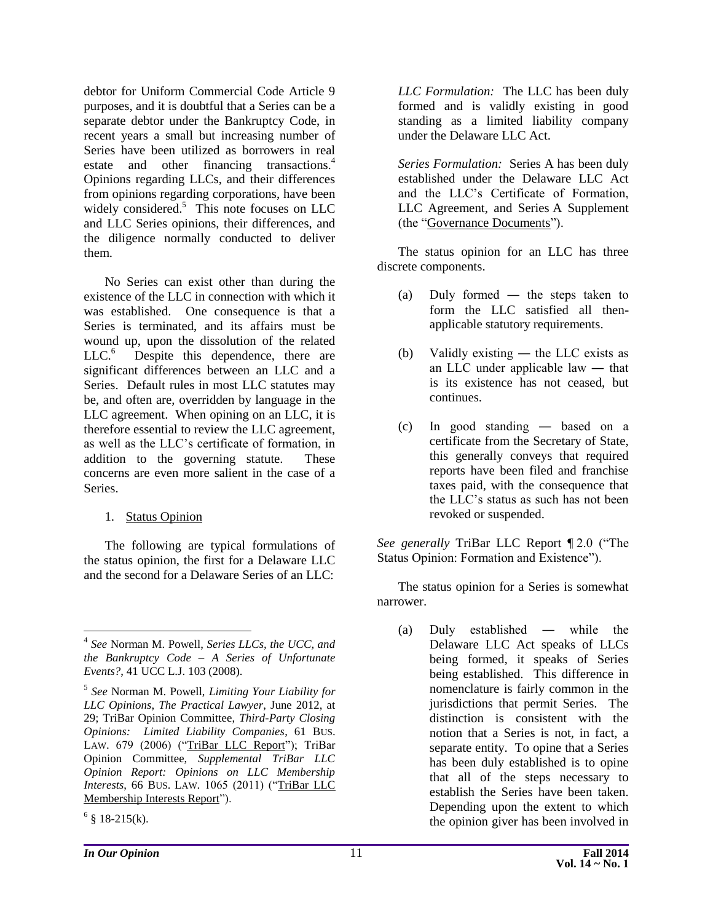debtor for Uniform Commercial Code Article 9 purposes, and it is doubtful that a Series can be a separate debtor under the Bankruptcy Code, in recent years a small but increasing number of Series have been utilized as borrowers in real estate and other financing transactions.[4] Opinions regarding LLCs, and their differences from opinions regarding corporations, have been widely considered.[5] This note focuses on LLC and LLC Series opinions, their differences, and the diligence normally conducted to deliver them.

No Series can exist other than during the existence of the LLC in connection with which it was established. One consequence is that a Series is terminated, and its affairs must be wound up, upon the dissolution of the related LLC.[6] Despite this dependence, there are significant differences between an LLC and a Series. Default rules in most LLC statutes may be, and often are, overridden by language in the LLC agreement. When opining on an LLC, it is therefore essential to review the LLC agreement, as well as the LLC's certificate of formation, in addition to the governing statute. These concerns are even more salient in the case of a Series.

1. Status Opinion

The following are typical formulations of the status opinion, the first for a Delaware LLC and the second for a Delaware Series of an LLC:

> *LLC Formulation:* The LLC has been duly formed and is validly existing in good standing as a limited liability company under the Delaware LLC Act.
>
> *Series Formulation:* Series A has been duly established under the Delaware LLC Act and the LLC's Certificate of Formation, LLC Agreement, and Series A Supplement (the "Governance Documents").

The status opinion for an LLC has three discrete components.

(a) Duly formed ― the steps taken to form the LLC satisfied all then-applicable statutory requirements.

(b) Validly existing ― the LLC exists as an LLC under applicable law ― that is its existence has not ceased, but continues.

(c) In good standing ― based on a certificate from the Secretary of State, this generally conveys that required reports have been filed and franchise taxes paid, with the consequence that the LLC's status as such has not been revoked or suspended.

*See generally* TriBar LLC Report ¶ 2.0 ("The Status Opinion: Formation and Existence").

The status opinion for a Series is somewhat narrower.

(a) Duly established ― while the Delaware LLC Act speaks of LLCs being formed, it speaks of Series being established. This difference in nomenclature is fairly common in the jurisdictions that permit Series. The distinction is consistent with the notion that a Series is not, in fact, a separate entity. To opine that a Series has been duly established is to opine that all of the steps necessary to establish the Series have been taken. Depending upon the extent to which the opinion giver has been involved in

---

[4] *See* Norman M. Powell, *Series LLCs, the UCC, and the Bankruptcy Code – A Series of Unfortunate Events?*, 41 UCC L.J. 103 (2008).

[5] *See* Norman M. Powell, *Limiting Your Liability for LLC Opinions*, *The Practical Lawyer*, June 2012, at 29; TriBar Opinion Committee, *Third-Party Closing Opinions: Limited Liability Companies*, 61 BUS. LAW. 679 (2006) ("TriBar LLC Report"); TriBar Opinion Committee, *Supplemental TriBar LLC Opinion Report: Opinions on LLC Membership Interests*, 66 BUS. LAW. 1065 (2011) ("TriBar LLC Membership Interests Report").

[6] § 18-215(k).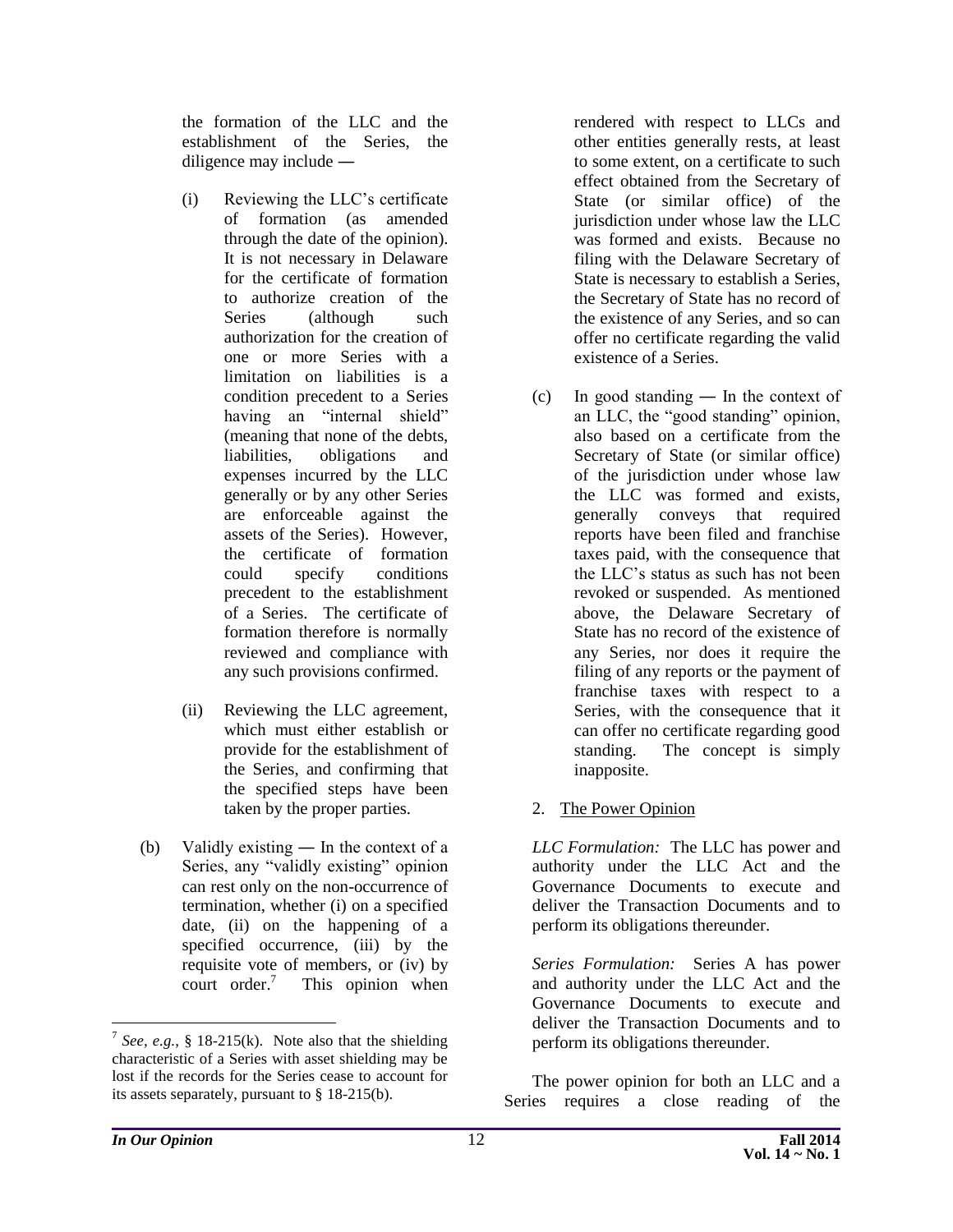the formation of the LLC and the establishment of the Series, the diligence may include ―

(i) Reviewing the LLC's certificate of formation (as amended through the date of the opinion). It is not necessary in Delaware for the certificate of formation to authorize creation of the Series (although such authorization for the creation of one or more Series with a limitation on liabilities is a condition precedent to a Series having an "internal shield" (meaning that none of the debts, liabilities, obligations and expenses incurred by the LLC generally or by any other Series are enforceable against the assets of the Series). However, the certificate of formation could specify conditions precedent to the establishment of a Series. The certificate of formation therefore is normally reviewed and compliance with any such provisions confirmed.

(ii) Reviewing the LLC agreement, which must either establish or provide for the establishment of the Series, and confirming that the specified steps have been taken by the proper parties.

(b) Validly existing ― In the context of a Series, any "validly existing" opinion can rest only on the non-occurrence of termination, whether (i) on a specified date, (ii) on the happening of a specified occurrence, (iii) by the requisite vote of members, or (iv) by court order.[7] This opinion when rendered with respect to LLCs and other entities generally rests, at least to some extent, on a certificate to such effect obtained from the Secretary of State (or similar office) of the jurisdiction under whose law the LLC was formed and exists. Because no filing with the Delaware Secretary of State is necessary to establish a Series, the Secretary of State has no record of the existence of any Series, and so can offer no certificate regarding the valid existence of a Series.

(c) In good standing ― In the context of an LLC, the "good standing" opinion, also based on a certificate from the Secretary of State (or similar office) of the jurisdiction under whose law the LLC was formed and exists, generally conveys that required reports have been filed and franchise taxes paid, with the consequence that the LLC's status as such has not been revoked or suspended. As mentioned above, the Delaware Secretary of State has no record of the existence of any Series, nor does it require the filing of any reports or the payment of franchise taxes with respect to a Series, with the consequence that it can offer no certificate regarding good standing. The concept is simply inapposite.

2. The Power Opinion

*LLC Formulation:* The LLC has power and authority under the LLC Act and the Governance Documents to execute and deliver the Transaction Documents and to perform its obligations thereunder.

*Series Formulation:* Series A has power and authority under the LLC Act and the Governance Documents to execute and deliver the Transaction Documents and to perform its obligations thereunder.

The power opinion for both an LLC and a Series requires a close reading of the

---

[7] *See, e.g.*, § 18-215(k). Note also that the shielding characteristic of a Series with asset shielding may be lost if the records for the Series cease to account for its assets separately, pursuant to § 18-215(b).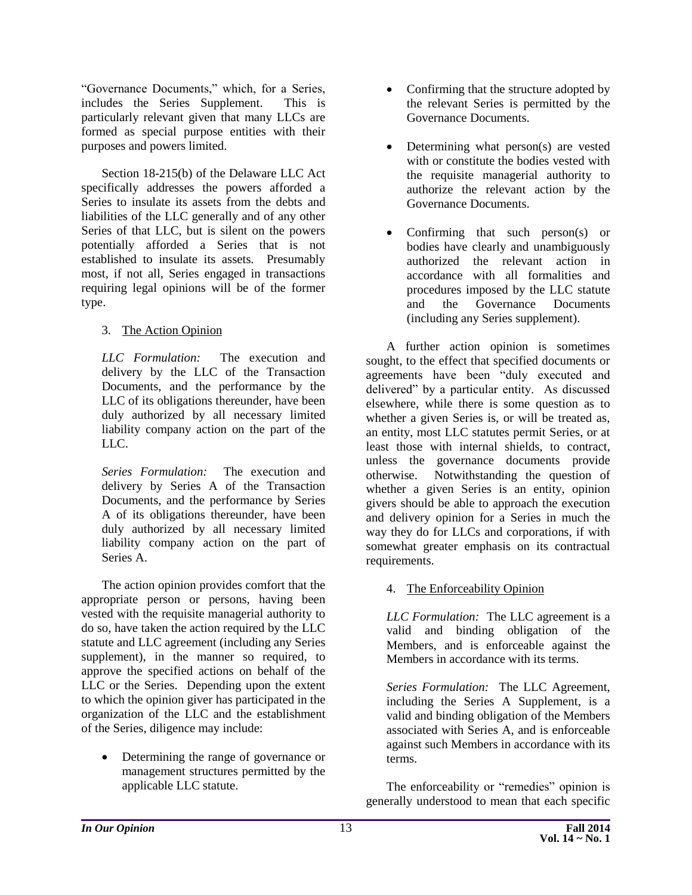"Governance Documents," which, for a Series, includes the Series Supplement. This is particularly relevant given that many LLCs are formed as special purpose entities with their purposes and powers limited.

Section 18-215(b) of the Delaware LLC Act specifically addresses the powers afforded a Series to insulate its assets from the debts and liabilities of the LLC generally and of any other Series of that LLC, but is silent on the powers potentially afforded a Series that is not established to insulate its assets. Presumably most, if not all, Series engaged in transactions requiring legal opinions will be of the former type.

3. The Action Opinion

*LLC Formulation:* The execution and delivery by the LLC of the Transaction Documents, and the performance by the LLC of its obligations thereunder, have been duly authorized by all necessary limited liability company action on the part of the LLC.

*Series Formulation:* The execution and delivery by Series A of the Transaction Documents, and the performance by Series A of its obligations thereunder, have been duly authorized by all necessary limited liability company action on the part of Series A.

The action opinion provides comfort that the appropriate person or persons, having been vested with the requisite managerial authority to do so, have taken the action required by the LLC statute and LLC agreement (including any Series supplement), in the manner so required, to approve the specified actions on behalf of the LLC or the Series. Depending upon the extent to which the opinion giver has participated in the organization of the LLC and the establishment of the Series, diligence may include:

- Determining the range of governance or management structures permitted by the applicable LLC statute.
- Confirming that the structure adopted by the relevant Series is permitted by the Governance Documents.
- Determining what person(s) are vested with or constitute the bodies vested with the requisite managerial authority to authorize the relevant action by the Governance Documents.
- Confirming that such person(s) or bodies have clearly and unambiguously authorized the relevant action in accordance with all formalities and procedures imposed by the LLC statute and the Governance Documents (including any Series supplement).

A further action opinion is sometimes sought, to the effect that specified documents or agreements have been "duly executed and delivered" by a particular entity. As discussed elsewhere, while there is some question as to whether a given Series is, or will be treated as, an entity, most LLC statutes permit Series, or at least those with internal shields, to contract, unless the governance documents provide otherwise. Notwithstanding the question of whether a given Series is an entity, opinion givers should be able to approach the execution and delivery opinion for a Series in much the way they do for LLCs and corporations, if with somewhat greater emphasis on its contractual requirements.

4. The Enforceability Opinion

*LLC Formulation:* The LLC agreement is a valid and binding obligation of the Members, and is enforceable against the Members in accordance with its terms.

*Series Formulation:* The LLC Agreement, including the Series A Supplement, is a valid and binding obligation of the Members associated with Series A, and is enforceable against such Members in accordance with its terms.

The enforceability or "remedies" opinion is generally understood to mean that each specific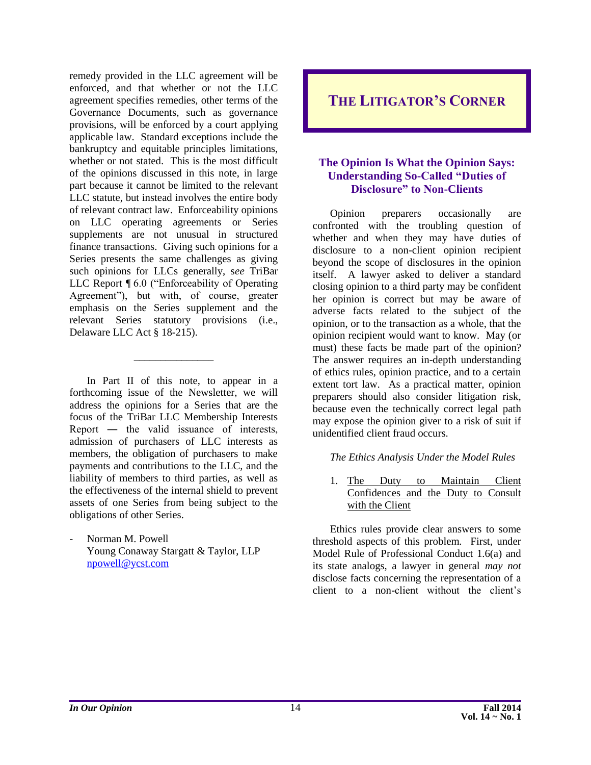remedy provided in the LLC agreement will be enforced, and that whether or not the LLC agreement specifies remedies, other terms of the Governance Documents, such as governance provisions, will be enforced by a court applying applicable law. Standard exceptions include the bankruptcy and equitable principles limitations, whether or not stated. This is the most difficult of the opinions discussed in this note, in large part because it cannot be limited to the relevant LLC statute, but instead involves the entire body of relevant contract law. Enforceability opinions on LLC operating agreements or Series supplements are not unusual in structured finance transactions. Giving such opinions for a Series presents the same challenges as giving such opinions for LLCs generally, s*ee* TriBar LLC Report ¶ 6.0 ("Enforceability of Operating Agreement"), but with, of course, greater emphasis on the Series supplement and the relevant Series statutory provisions (i.e., Delaware LLC Act § 18-215).

---

In Part II of this note, to appear in a forthcoming issue of the Newsletter, we will address the opinions for a Series that are the focus of the TriBar LLC Membership Interests Report ― the valid issuance of interests, admission of purchasers of LLC interests as members, the obligation of purchasers to make payments and contributions to the LLC, and the liability of members to third parties, as well as the effectiveness of the internal shield to prevent assets of one Series from being subject to the obligations of other Series.

- Norman M. Powell
  Young Conaway Stargatt & Taylor, LLP
  npowell@ycst.com

# THE LITIGATOR'S CORNER

## The Opinion Is What the Opinion Says: Understanding So-Called "Duties of Disclosure" to Non-Clients

Opinion preparers occasionally are confronted with the troubling question of whether and when they may have duties of disclosure to a non-client opinion recipient beyond the scope of disclosures in the opinion itself. A lawyer asked to deliver a standard closing opinion to a third party may be confident her opinion is correct but may be aware of adverse facts related to the subject of the opinion, or to the transaction as a whole, that the opinion recipient would want to know. May (or must) these facts be made part of the opinion? The answer requires an in-depth understanding of ethics rules, opinion practice, and to a certain extent tort law. As a practical matter, opinion preparers should also consider litigation risk, because even the technically correct legal path may expose the opinion giver to a risk of suit if unidentified client fraud occurs.

*The Ethics Analysis Under the Model Rules*

1. The Duty to Maintain Client Confidences and the Duty to Consult with the Client

Ethics rules provide clear answers to some threshold aspects of this problem. First, under Model Rule of Professional Conduct 1.6(a) and its state analogs, a lawyer in general *may not* disclose facts concerning the representation of a client to a non-client without the client's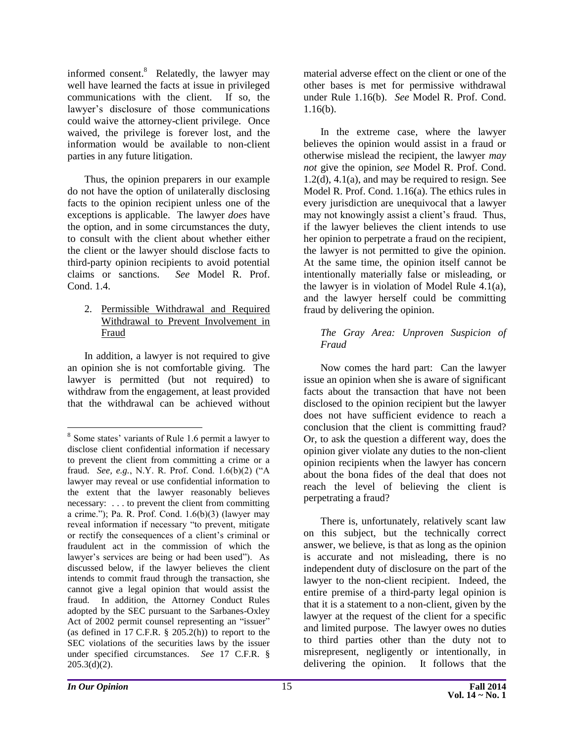informed consent.[8] Relatedly, the lawyer may well have learned the facts at issue in privileged communications with the client. If so, the lawyer's disclosure of those communications could waive the attorney-client privilege. Once waived, the privilege is forever lost, and the information would be available to non-client parties in any future litigation.

Thus, the opinion preparers in our example do not have the option of unilaterally disclosing facts to the opinion recipient unless one of the exceptions is applicable. The lawyer *does* have the option, and in some circumstances the duty, to consult with the client about whether either the client or the lawyer should disclose facts to third-party opinion recipients to avoid potential claims or sanctions. *See* Model R. Prof. Cond. 1.4.

2. Permissible Withdrawal and Required Withdrawal to Prevent Involvement in Fraud

In addition, a lawyer is not required to give an opinion she is not comfortable giving. The lawyer is permitted (but not required) to withdraw from the engagement, at least provided that the withdrawal can be achieved without material adverse effect on the client or one of the other bases is met for permissive withdrawal under Rule 1.16(b). *See* Model R. Prof. Cond. 1.16(b).

In the extreme case, where the lawyer believes the opinion would assist in a fraud or otherwise mislead the recipient, the lawyer *may not* give the opinion, *see* Model R. Prof. Cond. 1.2(d), 4.1(a), and may be required to resign. See Model R. Prof. Cond. 1.16(a). The ethics rules in every jurisdiction are unequivocal that a lawyer may not knowingly assist a client's fraud. Thus, if the lawyer believes the client intends to use her opinion to perpetrate a fraud on the recipient, the lawyer is not permitted to give the opinion. At the same time, the opinion itself cannot be intentionally materially false or misleading, or the lawyer is in violation of Model Rule 4.1(a), and the lawyer herself could be committing fraud by delivering the opinion.

*The Gray Area: Unproven Suspicion of Fraud*

Now comes the hard part: Can the lawyer issue an opinion when she is aware of significant facts about the transaction that have not been disclosed to the opinion recipient but the lawyer does not have sufficient evidence to reach a conclusion that the client is committing fraud? Or, to ask the question a different way, does the opinion giver violate any duties to the non-client opinion recipients when the lawyer has concern about the bona fides of the deal that does not reach the level of believing the client is perpetrating a fraud?

There is, unfortunately, relatively scant law on this subject, but the technically correct answer, we believe, is that as long as the opinion is accurate and not misleading, there is no independent duty of disclosure on the part of the lawyer to the non-client recipient. Indeed, the entire premise of a third-party legal opinion is that it is a statement to a non-client, given by the lawyer at the request of the client for a specific and limited purpose. The lawyer owes no duties to third parties other than the duty not to misrepresent, negligently or intentionally, in delivering the opinion. It follows that the

---

[8] Some states' variants of Rule 1.6 permit a lawyer to disclose client confidential information if necessary to prevent the client from committing a crime or a fraud. *See, e.g.*, N.Y. R. Prof. Cond. 1.6(b)(2) ("A lawyer may reveal or use confidential information to the extent that the lawyer reasonably believes necessary: . . . to prevent the client from committing a crime."); Pa. R. Prof. Cond. 1.6(b)(3) (lawyer may reveal information if necessary "to prevent, mitigate or rectify the consequences of a client's criminal or fraudulent act in the commission of which the lawyer's services are being or had been used"). As discussed below, if the lawyer believes the client intends to commit fraud through the transaction, she cannot give a legal opinion that would assist the fraud. In addition, the Attorney Conduct Rules adopted by the SEC pursuant to the Sarbanes-Oxley Act of 2002 permit counsel representing an "issuer" (as defined in 17 C.F.R. § 205.2(h)) to report to the SEC violations of the securities laws by the issuer under specified circumstances. *See* 17 C.F.R. § 205.3(d)(2).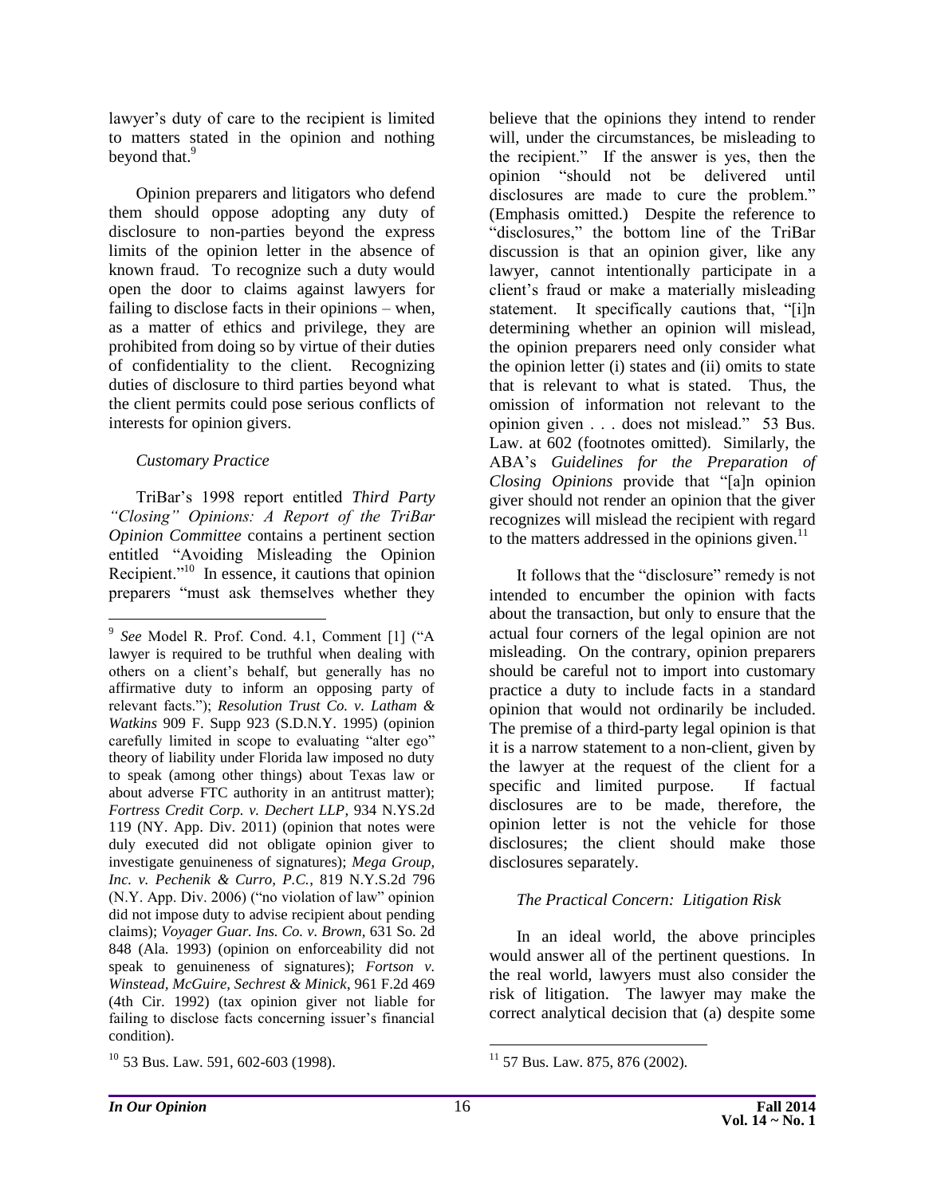lawyer's duty of care to the recipient is limited to matters stated in the opinion and nothing beyond that.[9]

Opinion preparers and litigators who defend them should oppose adopting any duty of disclosure to non-parties beyond the express limits of the opinion letter in the absence of known fraud. To recognize such a duty would open the door to claims against lawyers for failing to disclose facts in their opinions – when, as a matter of ethics and privilege, they are prohibited from doing so by virtue of their duties of confidentiality to the client. Recognizing duties of disclosure to third parties beyond what the client permits could pose serious conflicts of interests for opinion givers.

*Customary Practice*

TriBar's 1998 report entitled *Third Party "Closing" Opinions: A Report of the TriBar Opinion Committee* contains a pertinent section entitled "Avoiding Misleading the Opinion Recipient."[10] In essence, it cautions that opinion preparers "must ask themselves whether they believe that the opinions they intend to render will, under the circumstances, be misleading to the recipient." If the answer is yes, then the opinion "should not be delivered until disclosures are made to cure the problem." (Emphasis omitted.) Despite the reference to "disclosures," the bottom line of the TriBar discussion is that an opinion giver, like any lawyer, cannot intentionally participate in a client's fraud or make a materially misleading statement. It specifically cautions that, "[i]n determining whether an opinion will mislead, the opinion preparers need only consider what the opinion letter (i) states and (ii) omits to state that is relevant to what is stated. Thus, the omission of information not relevant to the opinion given . . . does not mislead." 53 Bus. Law. at 602 (footnotes omitted). Similarly, the ABA's *Guidelines for the Preparation of Closing Opinions* provide that "[a]n opinion giver should not render an opinion that the giver recognizes will mislead the recipient with regard to the matters addressed in the opinions given.[11]

It follows that the "disclosure" remedy is not intended to encumber the opinion with facts about the transaction, but only to ensure that the actual four corners of the legal opinion are not misleading. On the contrary, opinion preparers should be careful not to import into customary practice a duty to include facts in a standard opinion that would not ordinarily be included. The premise of a third-party legal opinion is that it is a narrow statement to a non-client, given by the lawyer at the request of the client for a specific and limited purpose. If factual disclosures are to be made, therefore, the opinion letter is not the vehicle for those disclosures; the client should make those disclosures separately.

*The Practical Concern: Litigation Risk*

In an ideal world, the above principles would answer all of the pertinent questions. In the real world, lawyers must also consider the risk of litigation. The lawyer may make the correct analytical decision that (a) despite some

---

[9] *See* Model R. Prof. Cond. 4.1, Comment [1] ("A lawyer is required to be truthful when dealing with others on a client's behalf, but generally has no affirmative duty to inform an opposing party of relevant facts."); *Resolution Trust Co. v. Latham & Watkins* 909 F. Supp 923 (S.D.N.Y. 1995) (opinion carefully limited in scope to evaluating "alter ego" theory of liability under Florida law imposed no duty to speak (among other things) about Texas law or about adverse FTC authority in an antitrust matter); *Fortress Credit Corp. v. Dechert LLP*, 934 N.YS.2d 119 (NY. App. Div. 2011) (opinion that notes were duly executed did not obligate opinion giver to investigate genuineness of signatures); *Mega Group, Inc. v. Pechenik & Curro, P.C.*, 819 N.Y.S.2d 796 (N.Y. App. Div. 2006) ("no violation of law" opinion did not impose duty to advise recipient about pending claims); *Voyager Guar. Ins. Co. v. Brown,* 631 So. 2d 848 (Ala. 1993) (opinion on enforceability did not speak to genuineness of signatures); *Fortson v. Winstead, McGuire, Sechrest & Minick*, 961 F.2d 469 (4th Cir. 1992) (tax opinion giver not liable for failing to disclose facts concerning issuer's financial condition).

[10] 53 Bus. Law. 591, 602-603 (1998).

[11] 57 Bus. Law. 875, 876 (2002).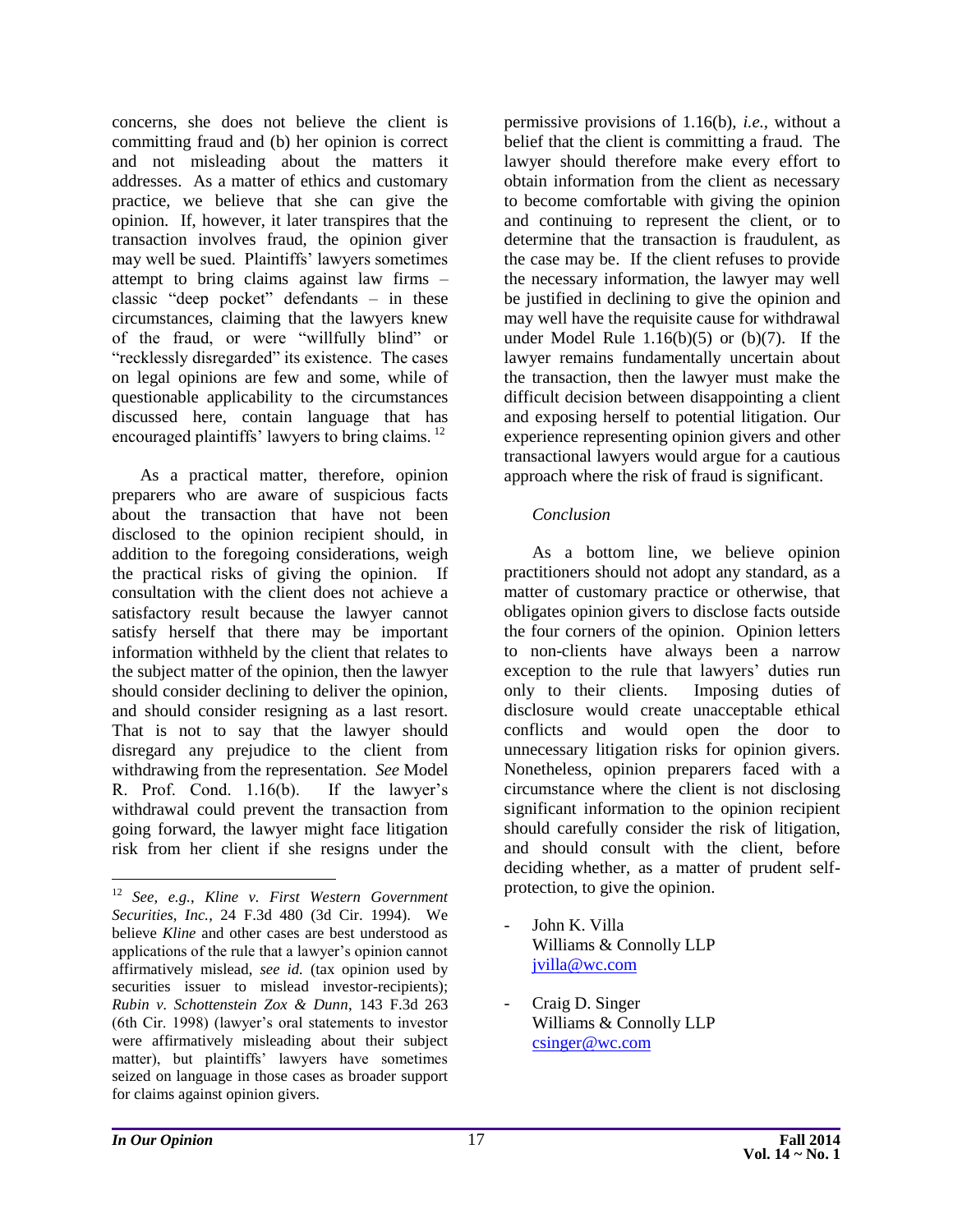concerns, she does not believe the client is committing fraud and (b) her opinion is correct and not misleading about the matters it addresses. As a matter of ethics and customary practice, we believe that she can give the opinion. If, however, it later transpires that the transaction involves fraud, the opinion giver may well be sued. Plaintiffs' lawyers sometimes attempt to bring claims against law firms – classic "deep pocket" defendants – in these circumstances, claiming that the lawyers knew of the fraud, or were "willfully blind" or "recklessly disregarded" its existence. The cases on legal opinions are few and some, while of questionable applicability to the circumstances discussed here, contain language that has encouraged plaintiffs' lawyers to bring claims. [12]

As a practical matter, therefore, opinion preparers who are aware of suspicious facts about the transaction that have not been disclosed to the opinion recipient should, in addition to the foregoing considerations, weigh the practical risks of giving the opinion. If consultation with the client does not achieve a satisfactory result because the lawyer cannot satisfy herself that there may be important information withheld by the client that relates to the subject matter of the opinion, then the lawyer should consider declining to deliver the opinion, and should consider resigning as a last resort. That is not to say that the lawyer should disregard any prejudice to the client from withdrawing from the representation. *See* Model R. Prof. Cond. 1.16(b). If the lawyer's withdrawal could prevent the transaction from going forward, the lawyer might face litigation risk from her client if she resigns under the permissive provisions of 1.16(b), *i.e.*, without a belief that the client is committing a fraud. The lawyer should therefore make every effort to obtain information from the client as necessary to become comfortable with giving the opinion and continuing to represent the client, or to determine that the transaction is fraudulent, as the case may be. If the client refuses to provide the necessary information, the lawyer may well be justified in declining to give the opinion and may well have the requisite cause for withdrawal under Model Rule 1.16(b)(5) or (b)(7). If the lawyer remains fundamentally uncertain about the transaction, then the lawyer must make the difficult decision between disappointing a client and exposing herself to potential litigation. Our experience representing opinion givers and other transactional lawyers would argue for a cautious approach where the risk of fraud is significant.

*Conclusion*

As a bottom line, we believe opinion practitioners should not adopt any standard, as a matter of customary practice or otherwise, that obligates opinion givers to disclose facts outside the four corners of the opinion. Opinion letters to non-clients have always been a narrow exception to the rule that lawyers' duties run only to their clients. Imposing duties of disclosure would create unacceptable ethical conflicts and would open the door to unnecessary litigation risks for opinion givers. Nonetheless, opinion preparers faced with a circumstance where the client is not disclosing significant information to the opinion recipient should carefully consider the risk of litigation, and should consult with the client, before deciding whether, as a matter of prudent self-protection, to give the opinion.

- John K. Villa
  Williams & Connolly LLP
  jvilla@wc.com

- Craig D. Singer
  Williams & Connolly LLP
  csinger@wc.com

---

[12] *See, e.g.*, *Kline v. First Western Government Securities, Inc.*, 24 F.3d 480 (3d Cir. 1994). We believe *Kline* and other cases are best understood as applications of the rule that a lawyer's opinion cannot affirmatively mislead, *see id.* (tax opinion used by securities issuer to mislead investor-recipients); *Rubin v. Schottenstein Zox & Dunn*, 143 F.3d 263 (6th Cir. 1998) (lawyer's oral statements to investor were affirmatively misleading about their subject matter), but plaintiffs' lawyers have sometimes seized on language in those cases as broader support for claims against opinion givers.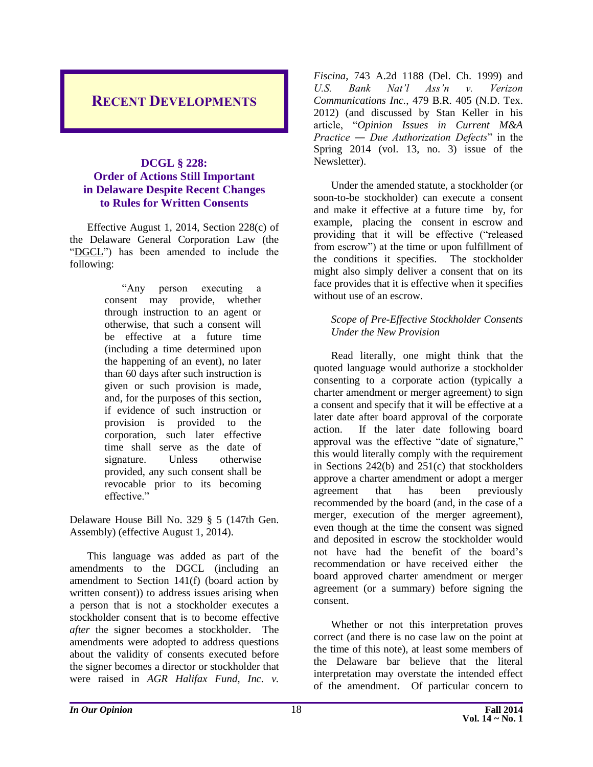# RECENT DEVELOPMENTS

## DCGL § 228: Order of Actions Still Important in Delaware Despite Recent Changes to Rules for Written Consents

Effective August 1, 2014, Section 228(c) of the Delaware General Corporation Law (the "DGCL") has been amended to include the following:

> "Any person executing a consent may provide, whether through instruction to an agent or otherwise, that such a consent will be effective at a future time (including a time determined upon the happening of an event), no later than 60 days after such instruction is given or such provision is made, and, for the purposes of this section, if evidence of such instruction or provision is provided to the corporation, such later effective time shall serve as the date of signature. Unless otherwise provided, any such consent shall be revocable prior to its becoming effective."

Delaware House Bill No. 329 § 5 (147th Gen. Assembly) (effective August 1, 2014).

This language was added as part of the amendments to the DGCL (including an amendment to Section 141(f) (board action by written consent)) to address issues arising when a person that is not a stockholder executes a stockholder consent that is to become effective *after* the signer becomes a stockholder. The amendments were adopted to address questions about the validity of consents executed before the signer becomes a director or stockholder that were raised in *AGR Halifax Fund, Inc. v. Fiscina*, 743 A.2d 1188 (Del. Ch. 1999) and *U.S. Bank Nat'l Ass'n v. Verizon Communications Inc.*, 479 B.R. 405 (N.D. Tex. 2012) (and discussed by Stan Keller in his article, "*Opinion Issues in Current M&A Practice — Due Authorization Defects*" in the Spring 2014 (vol. 13, no. 3) issue of the Newsletter).

Under the amended statute, a stockholder (or soon-to-be stockholder) can execute a consent and make it effective at a future time by, for example, placing the consent in escrow and providing that it will be effective ("released from escrow") at the time or upon fulfillment of the conditions it specifies. The stockholder might also simply deliver a consent that on its face provides that it is effective when it specifies without use of an escrow.

*Scope of Pre-Effective Stockholder Consents Under the New Provision*

Read literally, one might think that the quoted language would authorize a stockholder consenting to a corporate action (typically a charter amendment or merger agreement) to sign a consent and specify that it will be effective at a later date after board approval of the corporate action. If the later date following board approval was the effective "date of signature," this would literally comply with the requirement in Sections 242(b) and 251(c) that stockholders approve a charter amendment or adopt a merger agreement that has been previously recommended by the board (and, in the case of a merger, execution of the merger agreement), even though at the time the consent was signed and deposited in escrow the stockholder would not have had the benefit of the board's recommendation or have received either the board approved charter amendment or merger agreement (or a summary) before signing the consent.

Whether or not this interpretation proves correct (and there is no case law on the point at the time of this note), at least some members of the Delaware bar believe that the literal interpretation may overstate the intended effect of the amendment. Of particular concern to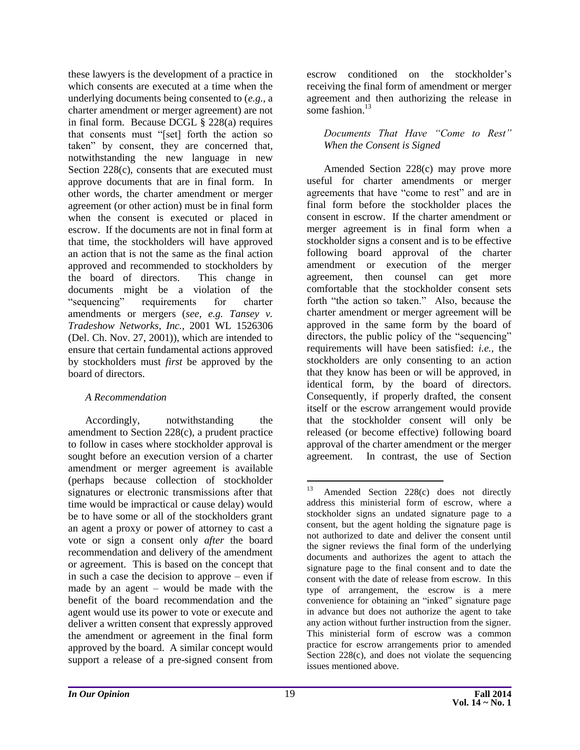these lawyers is the development of a practice in which consents are executed at a time when the underlying documents being consented to (*e.g.*, a charter amendment or merger agreement) are not in final form. Because DCGL § 228(a) requires that consents must "[set] forth the action so taken" by consent, they are concerned that, notwithstanding the new language in new Section 228(c), consents that are executed must approve documents that are in final form. In other words, the charter amendment or merger agreement (or other action) must be in final form when the consent is executed or placed in escrow. If the documents are not in final form at that time, the stockholders will have approved an action that is not the same as the final action approved and recommended to stockholders by the board of directors. This change in documents might be a violation of the "sequencing" requirements for charter amendments or mergers (*see, e.g. Tansey v. Tradeshow Networks, Inc.*, 2001 WL 1526306 (Del. Ch. Nov. 27, 2001)), which are intended to ensure that certain fundamental actions approved by stockholders must *first* be approved by the board of directors.

*A Recommendation*

Accordingly, notwithstanding the amendment to Section 228(c), a prudent practice to follow in cases where stockholder approval is sought before an execution version of a charter amendment or merger agreement is available (perhaps because collection of stockholder signatures or electronic transmissions after that time would be impractical or cause delay) would be to have some or all of the stockholders grant an agent a proxy or power of attorney to cast a vote or sign a consent only *after* the board recommendation and delivery of the amendment or agreement. This is based on the concept that in such a case the decision to approve – even if made by an agent – would be made with the benefit of the board recommendation and the agent would use its power to vote or execute and deliver a written consent that expressly approved the amendment or agreement in the final form approved by the board. A similar concept would support a release of a pre-signed consent from escrow conditioned on the stockholder's receiving the final form of amendment or merger agreement and then authorizing the release in some fashion.[13]

*Documents That Have "Come to Rest" When the Consent is Signed*

Amended Section 228(c) may prove more useful for charter amendments or merger agreements that have "come to rest" and are in final form before the stockholder places the consent in escrow. If the charter amendment or merger agreement is in final form when a stockholder signs a consent and is to be effective following board approval of the charter amendment or execution of the merger agreement, then counsel can get more comfortable that the stockholder consent sets forth "the action so taken." Also, because the charter amendment or merger agreement will be approved in the same form by the board of directors, the public policy of the "sequencing" requirements will have been satisfied: *i.e.*, the stockholders are only consenting to an action that they know has been or will be approved, in identical form, by the board of directors. Consequently, if properly drafted, the consent itself or the escrow arrangement would provide that the stockholder consent will only be released (or become effective) following board approval of the charter amendment or the merger agreement. In contrast, the use of Section

---

[13] Amended Section 228(c) does not directly address this ministerial form of escrow, where a stockholder signs an undated signature page to a consent, but the agent holding the signature page is not authorized to date and deliver the consent until the signer reviews the final form of the underlying documents and authorizes the agent to attach the signature page to the final consent and to date the consent with the date of release from escrow. In this type of arrangement, the escrow is a mere convenience for obtaining an "inked" signature page in advance but does not authorize the agent to take any action without further instruction from the signer. This ministerial form of escrow was a common practice for escrow arrangements prior to amended Section 228(c), and does not violate the sequencing issues mentioned above.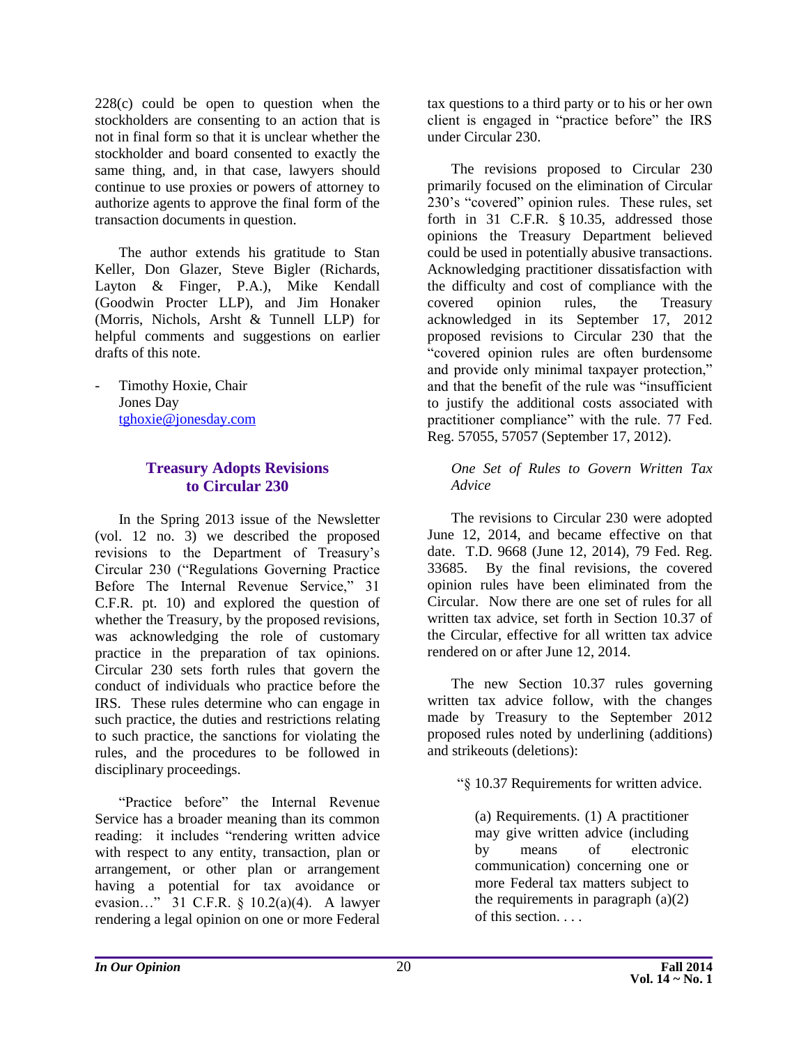228(c) could be open to question when the stockholders are consenting to an action that is not in final form so that it is unclear whether the stockholder and board consented to exactly the same thing, and, in that case, lawyers should continue to use proxies or powers of attorney to authorize agents to approve the final form of the transaction documents in question.

The author extends his gratitude to Stan Keller, Don Glazer, Steve Bigler (Richards, Layton & Finger, P.A.), Mike Kendall (Goodwin Procter LLP), and Jim Honaker (Morris, Nichols, Arsht & Tunnell LLP) for helpful comments and suggestions on earlier drafts of this note.

- Timothy Hoxie, Chair
  Jones Day
  tghoxie@jonesday.com

## Treasury Adopts Revisions to Circular 230

In the Spring 2013 issue of the Newsletter (vol. 12 no. 3) we described the proposed revisions to the Department of Treasury's Circular 230 ("Regulations Governing Practice Before The Internal Revenue Service," 31 C.F.R. pt. 10) and explored the question of whether the Treasury, by the proposed revisions, was acknowledging the role of customary practice in the preparation of tax opinions. Circular 230 sets forth rules that govern the conduct of individuals who practice before the IRS. These rules determine who can engage in such practice, the duties and restrictions relating to such practice, the sanctions for violating the rules, and the procedures to be followed in disciplinary proceedings.

"Practice before" the Internal Revenue Service has a broader meaning than its common reading: it includes "rendering written advice with respect to any entity, transaction, plan or arrangement, or other plan or arrangement having a potential for tax avoidance or evasion…" 31 C.F.R. § 10.2(a)(4). A lawyer rendering a legal opinion on one or more Federal tax questions to a third party or to his or her own client is engaged in "practice before" the IRS under Circular 230.

The revisions proposed to Circular 230 primarily focused on the elimination of Circular 230's "covered" opinion rules. These rules, set forth in 31 C.F.R. § 10.35, addressed those opinions the Treasury Department believed could be used in potentially abusive transactions. Acknowledging practitioner dissatisfaction with the difficulty and cost of compliance with the covered opinion rules, the Treasury acknowledged in its September 17, 2012 proposed revisions to Circular 230 that the "covered opinion rules are often burdensome and provide only minimal taxpayer protection," and that the benefit of the rule was "insufficient to justify the additional costs associated with practitioner compliance" with the rule. 77 Fed. Reg. 57055, 57057 (September 17, 2012).

*One Set of Rules to Govern Written Tax Advice*

The revisions to Circular 230 were adopted June 12, 2014, and became effective on that date. T.D. 9668 (June 12, 2014), 79 Fed. Reg. 33685. By the final revisions, the covered opinion rules have been eliminated from the Circular. Now there are one set of rules for all written tax advice, set forth in Section 10.37 of the Circular, effective for all written tax advice rendered on or after June 12, 2014.

The new Section 10.37 rules governing written tax advice follow, with the changes made by Treasury to the September 2012 proposed rules noted by underlining (additions) and strikeouts (deletions):

> "§ 10.37 Requirements for written advice.
>
> (a) Requirements. (1) A practitioner may give written advice (including by means of electronic communication) concerning one or more Federal tax matters subject to the requirements in paragraph (a)(2) of this section. . . .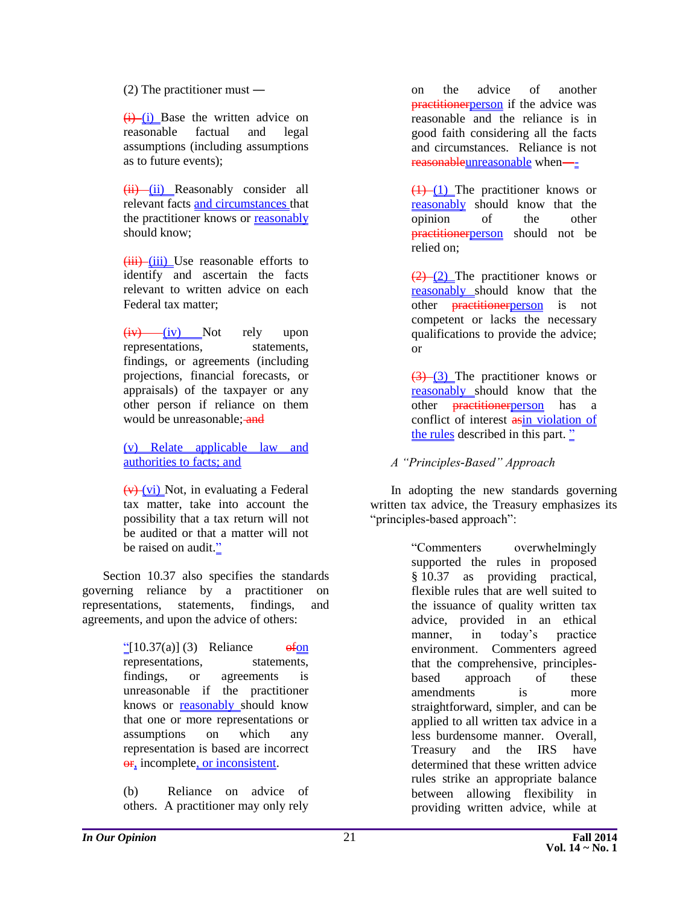(2) The practitioner must —

~~(i)~~ (i) Base the written advice on reasonable factual and legal assumptions (including assumptions as to future events);

~~(ii)~~ (ii) Reasonably consider all relevant facts and circumstances that the practitioner knows or reasonably should know;

~~(iii)~~ (iii) Use reasonable efforts to identify and ascertain the facts relevant to written advice on each Federal tax matter;

~~(iv)~~ (iv) Not rely upon representations, statements, findings, or agreements (including projections, financial forecasts, or appraisals) of the taxpayer or any other person if reliance on them would be unreasonable; ~~and~~

(v) Relate applicable law and authorities to facts; and

~~(v)~~ (vi) Not, in evaluating a Federal tax matter, take into account the possibility that a tax return will not be audited or that a matter will not be raised on audit."

Section 10.37 also specifies the standards governing reliance by a practitioner on representations, statements, findings, and agreements, and upon the advice of others:

"[10.37(a)] (3) Reliance ~~of~~on representations, statements, findings, or agreements is unreasonable if the practitioner knows or reasonably should know that one or more representations or assumptions on which any representation is based are incorrect ~~or~~, incomplete, or inconsistent.

(b) Reliance on advice of others. A practitioner may only rely on the advice of another ~~practitioner~~person if the advice was reasonable and the reliance is in good faith considering all the facts and circumstances. Reliance is not ~~reasonable~~unreasonable when~~—~~-

~~(1)~~ (1) The practitioner knows or reasonably should know that the opinion of the other ~~practitioner~~person should not be relied on;

~~(2)~~ (2) The practitioner knows or reasonably should know that the other ~~practitioner~~person is not competent or lacks the necessary qualifications to provide the advice; or

~~(3)~~ (3) The practitioner knows or reasonably should know that the other ~~practitioner~~person has a conflict of interest ~~as~~in violation of the rules described in this part. "

*A "Principles-Based" Approach*

In adopting the new standards governing written tax advice, the Treasury emphasizes its "principles-based approach":

"Commenters overwhelmingly supported the rules in proposed § 10.37 as providing practical, flexible rules that are well suited to the issuance of quality written tax advice, provided in an ethical manner, in today's practice environment. Commenters agreed that the comprehensive, principles-based approach of these amendments is more straightforward, simpler, and can be applied to all written tax advice in a less burdensome manner. Overall, Treasury and the IRS have determined that these written advice rules strike an appropriate balance between allowing flexibility in providing written advice, while at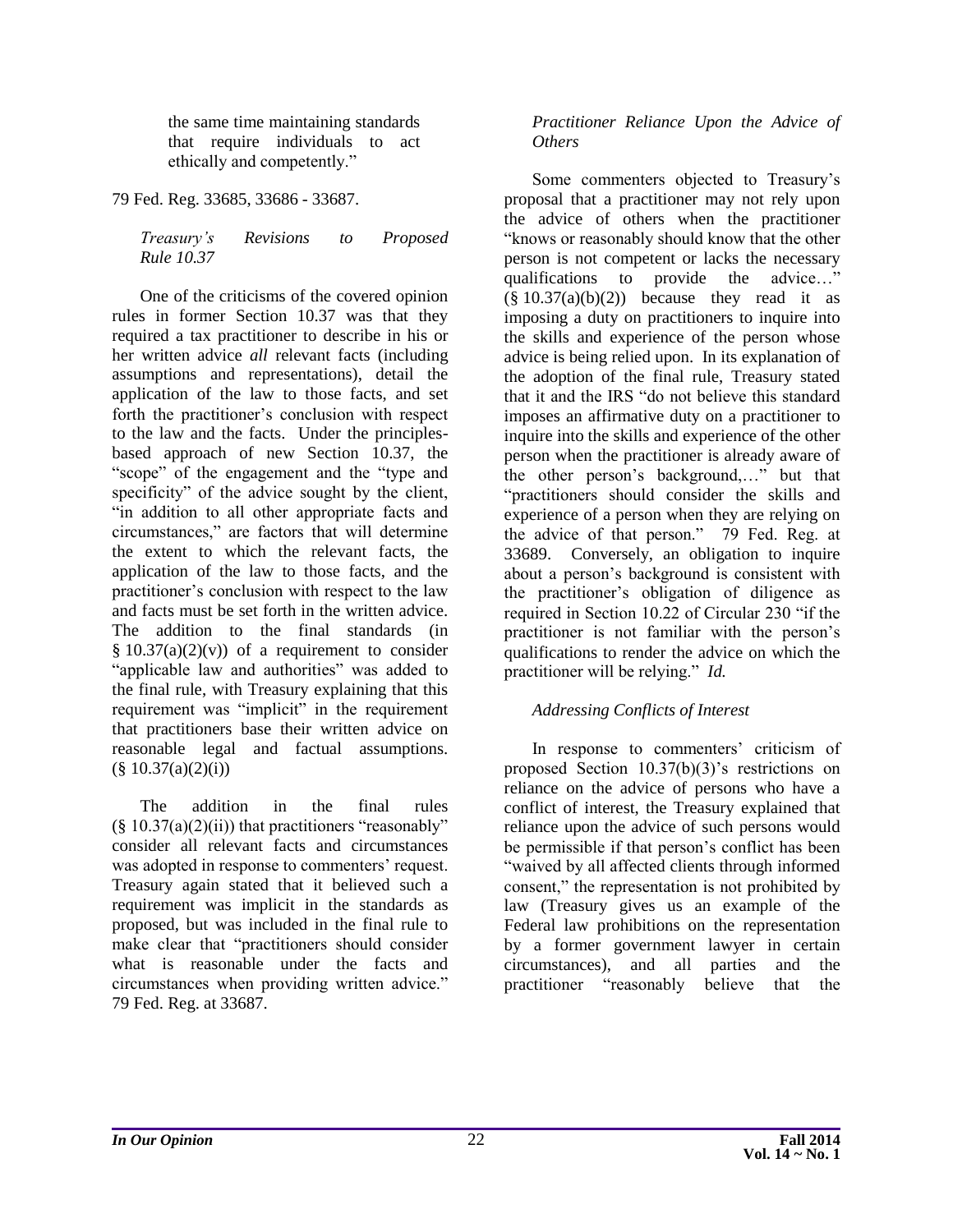the same time maintaining standards that require individuals to act ethically and competently."

79 Fed. Reg. 33685, 33686 - 33687.

*Treasury's Revisions to Proposed Rule 10.37*

One of the criticisms of the covered opinion rules in former Section 10.37 was that they required a tax practitioner to describe in his or her written advice *all* relevant facts (including assumptions and representations), detail the application of the law to those facts, and set forth the practitioner's conclusion with respect to the law and the facts. Under the principles-based approach of new Section 10.37, the "scope" of the engagement and the "type and specificity" of the advice sought by the client, "in addition to all other appropriate facts and circumstances," are factors that will determine the extent to which the relevant facts, the application of the law to those facts, and the practitioner's conclusion with respect to the law and facts must be set forth in the written advice. The addition to the final standards (in § 10.37(a)(2)(v)) of a requirement to consider "applicable law and authorities" was added to the final rule, with Treasury explaining that this requirement was "implicit" in the requirement that practitioners base their written advice on reasonable legal and factual assumptions. (§ 10.37(a)(2)(i))

The addition in the final rules (§ 10.37(a)(2)(ii)) that practitioners "reasonably" consider all relevant facts and circumstances was adopted in response to commenters' request. Treasury again stated that it believed such a requirement was implicit in the standards as proposed, but was included in the final rule to make clear that "practitioners should consider what is reasonable under the facts and circumstances when providing written advice." 79 Fed. Reg. at 33687.

*Practitioner Reliance Upon the Advice of Others*

Some commenters objected to Treasury's proposal that a practitioner may not rely upon the advice of others when the practitioner "knows or reasonably should know that the other person is not competent or lacks the necessary qualifications to provide the advice…" (§ 10.37(a)(b)(2)) because they read it as imposing a duty on practitioners to inquire into the skills and experience of the person whose advice is being relied upon. In its explanation of the adoption of the final rule, Treasury stated that it and the IRS "do not believe this standard imposes an affirmative duty on a practitioner to inquire into the skills and experience of the other person when the practitioner is already aware of the other person's background,…" but that "practitioners should consider the skills and experience of a person when they are relying on the advice of that person." 79 Fed. Reg. at 33689. Conversely, an obligation to inquire about a person's background is consistent with the practitioner's obligation of diligence as required in Section 10.22 of Circular 230 "if the practitioner is not familiar with the person's qualifications to render the advice on which the practitioner will be relying." *Id.*

*Addressing Conflicts of Interest*

In response to commenters' criticism of proposed Section 10.37(b)(3)'s restrictions on reliance on the advice of persons who have a conflict of interest, the Treasury explained that reliance upon the advice of such persons would be permissible if that person's conflict has been "waived by all affected clients through informed consent," the representation is not prohibited by law (Treasury gives us an example of the Federal law prohibitions on the representation by a former government lawyer in certain circumstances), and all parties and the practitioner "reasonably believe that the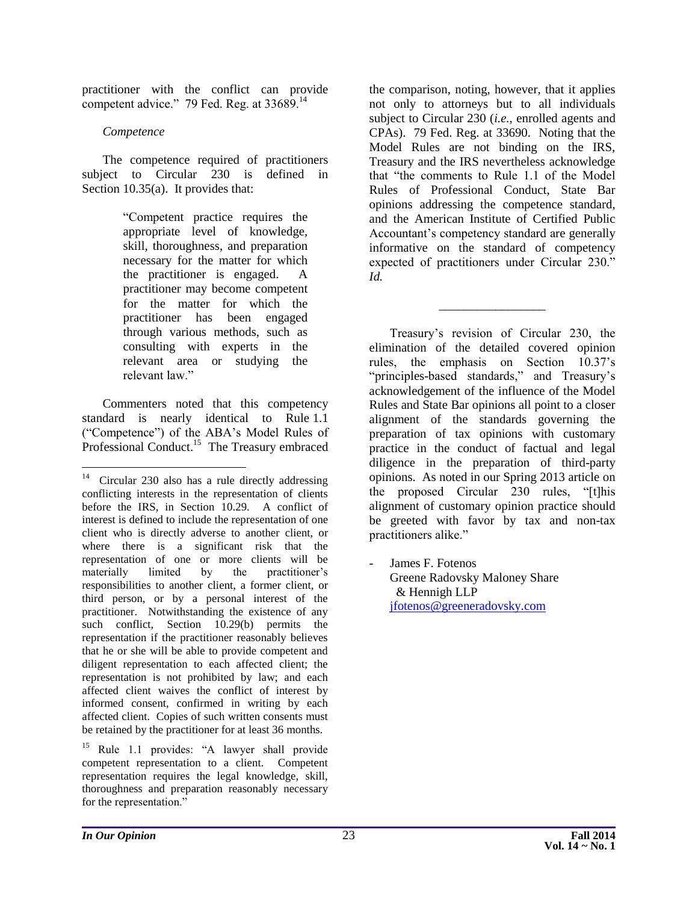practitioner with the conflict can provide competent advice." 79 Fed. Reg. at 33689.[14]

*Competence*

The competence required of practitioners subject to Circular 230 is defined in Section 10.35(a). It provides that:

> "Competent practice requires the appropriate level of knowledge, skill, thoroughness, and preparation necessary for the matter for which the practitioner is engaged. A practitioner may become competent for the matter for which the practitioner has been engaged through various methods, such as consulting with experts in the relevant area or studying the relevant law."

Commenters noted that this competency standard is nearly identical to Rule 1.1 ("Competence") of the ABA's Model Rules of Professional Conduct.[15] The Treasury embraced the comparison, noting, however, that it applies not only to attorneys but to all individuals subject to Circular 230 (*i.e.*, enrolled agents and CPAs). 79 Fed. Reg. at 33690. Noting that the Model Rules are not binding on the IRS, Treasury and the IRS nevertheless acknowledge that "the comments to Rule 1.1 of the Model Rules of Professional Conduct, State Bar opinions addressing the competence standard, and the American Institute of Certified Public Accountant's competency standard are generally informative on the standard of competency expected of practitioners under Circular 230." *Id.*

---

Treasury's revision of Circular 230, the elimination of the detailed covered opinion rules, the emphasis on Section 10.37's "principles-based standards," and Treasury's acknowledgement of the influence of the Model Rules and State Bar opinions all point to a closer alignment of the standards governing the preparation of tax opinions with customary practice in the conduct of factual and legal diligence in the preparation of third-party opinions. As noted in our Spring 2013 article on the proposed Circular 230 rules, "[t]his alignment of customary opinion practice should be greeted with favor by tax and non-tax practitioners alike."

- James F. Fotenos
  Greene Radovsky Maloney Share & Hennigh LLP
  jfotenos@greeneradovsky.com

---

[14] Circular 230 also has a rule directly addressing conflicting interests in the representation of clients before the IRS, in Section 10.29. A conflict of interest is defined to include the representation of one client who is directly adverse to another client, or where there is a significant risk that the representation of one or more clients will be materially limited by the practitioner's responsibilities to another client, a former client, or third person, or by a personal interest of the practitioner. Notwithstanding the existence of any such conflict, Section 10.29(b) permits the representation if the practitioner reasonably believes that he or she will be able to provide competent and diligent representation to each affected client; the representation is not prohibited by law; and each affected client waives the conflict of interest by informed consent, confirmed in writing by each affected client. Copies of such written consents must be retained by the practitioner for at least 36 months.

[15] Rule 1.1 provides: "A lawyer shall provide competent representation to a client. Competent representation requires the legal knowledge, skill, thoroughness and preparation reasonably necessary for the representation."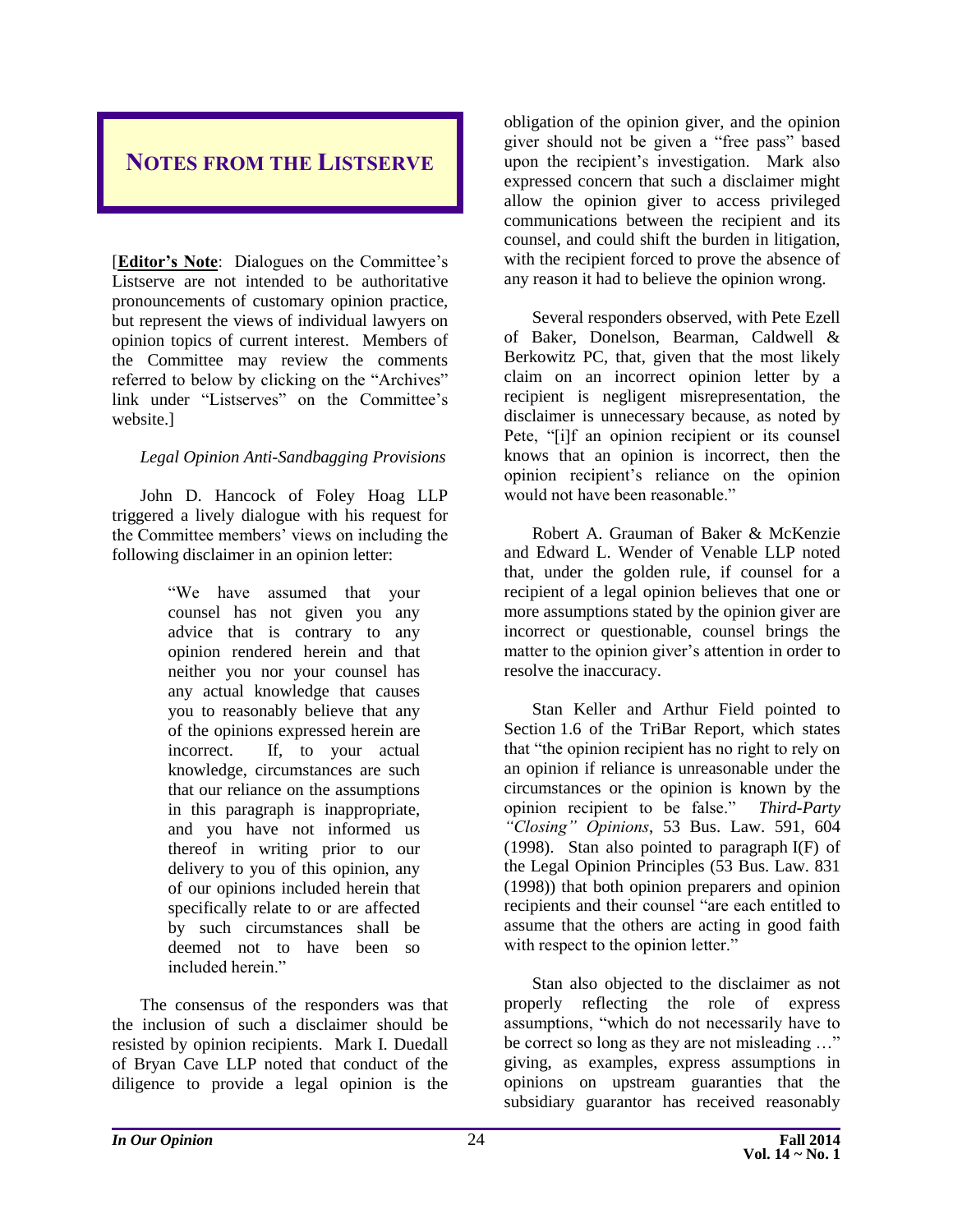## NOTES FROM THE LISTSERVE

[**Editor's Note**: Dialogues on the Committee's Listserve are not intended to be authoritative pronouncements of customary opinion practice, but represent the views of individual lawyers on opinion topics of current interest. Members of the Committee may review the comments referred to below by clicking on the "Archives" link under "Listserves" on the Committee's website.]

*Legal Opinion Anti-Sandbagging Provisions*

John D. Hancock of Foley Hoag LLP triggered a lively dialogue with his request for the Committee members' views on including the following disclaimer in an opinion letter:

> "We have assumed that your counsel has not given you any advice that is contrary to any opinion rendered herein and that neither you nor your counsel has any actual knowledge that causes you to reasonably believe that any of the opinions expressed herein are incorrect. If, to your actual knowledge, circumstances are such that our reliance on the assumptions in this paragraph is inappropriate, and you have not informed us thereof in writing prior to our delivery to you of this opinion, any of our opinions included herein that specifically relate to or are affected by such circumstances shall be deemed not to have been so included herein."

The consensus of the responders was that the inclusion of such a disclaimer should be resisted by opinion recipients. Mark I. Duedall of Bryan Cave LLP noted that conduct of the diligence to provide a legal opinion is the obligation of the opinion giver, and the opinion giver should not be given a "free pass" based upon the recipient's investigation. Mark also expressed concern that such a disclaimer might allow the opinion giver to access privileged communications between the recipient and its counsel, and could shift the burden in litigation, with the recipient forced to prove the absence of any reason it had to believe the opinion wrong.

Several responders observed, with Pete Ezell of Baker, Donelson, Bearman, Caldwell & Berkowitz PC, that, given that the most likely claim on an incorrect opinion letter by a recipient is negligent misrepresentation, the disclaimer is unnecessary because, as noted by Pete, "[i]f an opinion recipient or its counsel knows that an opinion is incorrect, then the opinion recipient's reliance on the opinion would not have been reasonable."

Robert A. Grauman of Baker & McKenzie and Edward L. Wender of Venable LLP noted that, under the golden rule, if counsel for a recipient of a legal opinion believes that one or more assumptions stated by the opinion giver are incorrect or questionable, counsel brings the matter to the opinion giver's attention in order to resolve the inaccuracy.

Stan Keller and Arthur Field pointed to Section 1.6 of the TriBar Report, which states that "the opinion recipient has no right to rely on an opinion if reliance is unreasonable under the circumstances or the opinion is known by the opinion recipient to be false." *Third-Party "Closing" Opinions*, 53 Bus. Law. 591, 604 (1998). Stan also pointed to paragraph I(F) of the Legal Opinion Principles (53 Bus. Law. 831 (1998)) that both opinion preparers and opinion recipients and their counsel "are each entitled to assume that the others are acting in good faith with respect to the opinion letter."

Stan also objected to the disclaimer as not properly reflecting the role of express assumptions, "which do not necessarily have to be correct so long as they are not misleading …" giving, as examples, express assumptions in opinions on upstream guaranties that the subsidiary guarantor has received reasonably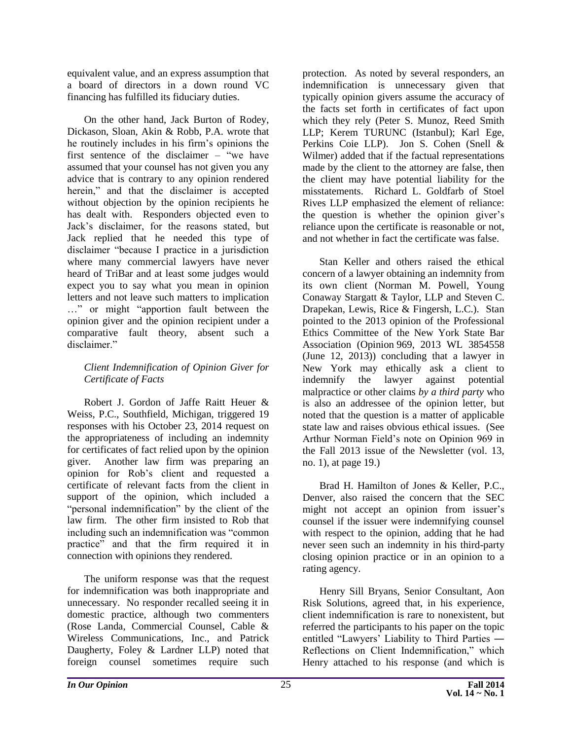equivalent value, and an express assumption that a board of directors in a down round VC financing has fulfilled its fiduciary duties.

On the other hand, Jack Burton of Rodey, Dickason, Sloan, Akin & Robb, P.A. wrote that he routinely includes in his firm's opinions the first sentence of the disclaimer – "we have assumed that your counsel has not given you any advice that is contrary to any opinion rendered herein," and that the disclaimer is accepted without objection by the opinion recipients he has dealt with. Responders objected even to Jack's disclaimer, for the reasons stated, but Jack replied that he needed this type of disclaimer "because I practice in a jurisdiction where many commercial lawyers have never heard of TriBar and at least some judges would expect you to say what you mean in opinion letters and not leave such matters to implication …" or might "apportion fault between the opinion giver and the opinion recipient under a comparative fault theory, absent such a disclaimer."

### *Client Indemnification of Opinion Giver for Certificate of Facts*

Robert J. Gordon of Jaffe Raitt Heuer & Weiss, P.C., Southfield, Michigan, triggered 19 responses with his October 23, 2014 request on the appropriateness of including an indemnity for certificates of fact relied upon by the opinion giver. Another law firm was preparing an opinion for Rob's client and requested a certificate of relevant facts from the client in support of the opinion, which included a "personal indemnification" by the client of the law firm. The other firm insisted to Rob that including such an indemnification was "common practice" and that the firm required it in connection with opinions they rendered.

The uniform response was that the request for indemnification was both inappropriate and unnecessary. No responder recalled seeing it in domestic practice, although two commenters (Rose Landa, Commercial Counsel, Cable & Wireless Communications, Inc., and Patrick Daugherty, Foley & Lardner LLP) noted that foreign counsel sometimes require such protection. As noted by several responders, an indemnification is unnecessary given that typically opinion givers assume the accuracy of the facts set forth in certificates of fact upon which they rely (Peter S. Munoz, Reed Smith LLP; Kerem TURUNC (Istanbul); Karl Ege, Perkins Coie LLP). Jon S. Cohen (Snell & Wilmer) added that if the factual representations made by the client to the attorney are false, then the client may have potential liability for the misstatements. Richard L. Goldfarb of Stoel Rives LLP emphasized the element of reliance: the question is whether the opinion giver's reliance upon the certificate is reasonable or not, and not whether in fact the certificate was false.

Stan Keller and others raised the ethical concern of a lawyer obtaining an indemnity from its own client (Norman M. Powell, Young Conaway Stargatt & Taylor, LLP and Steven C. Drapekan, Lewis, Rice & Fingersh, L.C.). Stan pointed to the 2013 opinion of the Professional Ethics Committee of the New York State Bar Association (Opinion 969, 2013 WL 3854558 (June 12, 2013)) concluding that a lawyer in New York may ethically ask a client to indemnify the lawyer against potential malpractice or other claims *by a third party* who is also an addressee of the opinion letter, but noted that the question is a matter of applicable state law and raises obvious ethical issues. (See Arthur Norman Field's note on Opinion 969 in the Fall 2013 issue of the Newsletter (vol. 13, no. 1), at page 19.)

Brad H. Hamilton of Jones & Keller, P.C., Denver, also raised the concern that the SEC might not accept an opinion from issuer's counsel if the issuer were indemnifying counsel with respect to the opinion, adding that he had never seen such an indemnity in his third-party closing opinion practice or in an opinion to a rating agency.

Henry Sill Bryans, Senior Consultant, Aon Risk Solutions, agreed that, in his experience, client indemnification is rare to nonexistent, but referred the participants to his paper on the topic entitled "Lawyers' Liability to Third Parties ― Reflections on Client Indemnification," which Henry attached to his response (and which is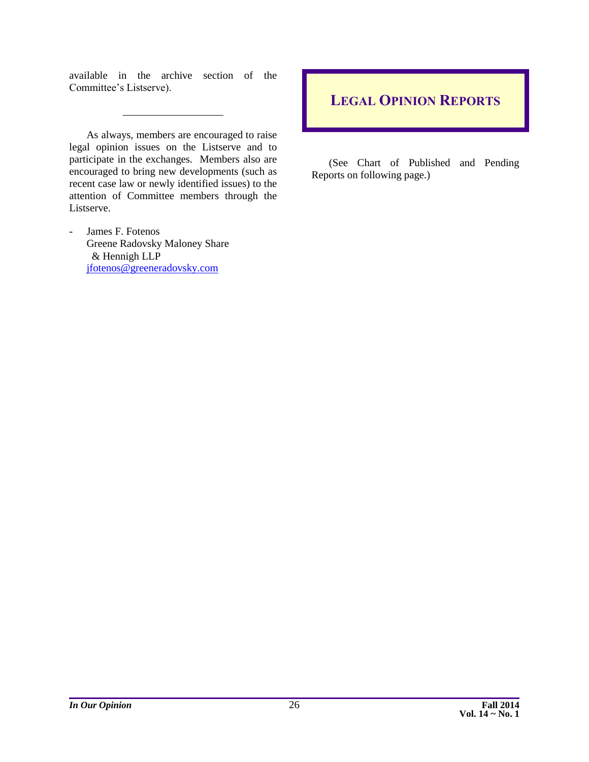available in the archive section of the Committee's Listserve).

___________________

As always, members are encouraged to raise legal opinion issues on the Listserve and to participate in the exchanges. Members also are encouraged to bring new developments (such as recent case law or newly identified issues) to the attention of Committee members through the Listserve.

- James F. Fotenos
  Greene Radovsky Maloney Share & Hennigh LLP
  jfotenos@greeneradovsky.com

## LEGAL OPINION REPORTS

(See Chart of Published and Pending Reports on following page.)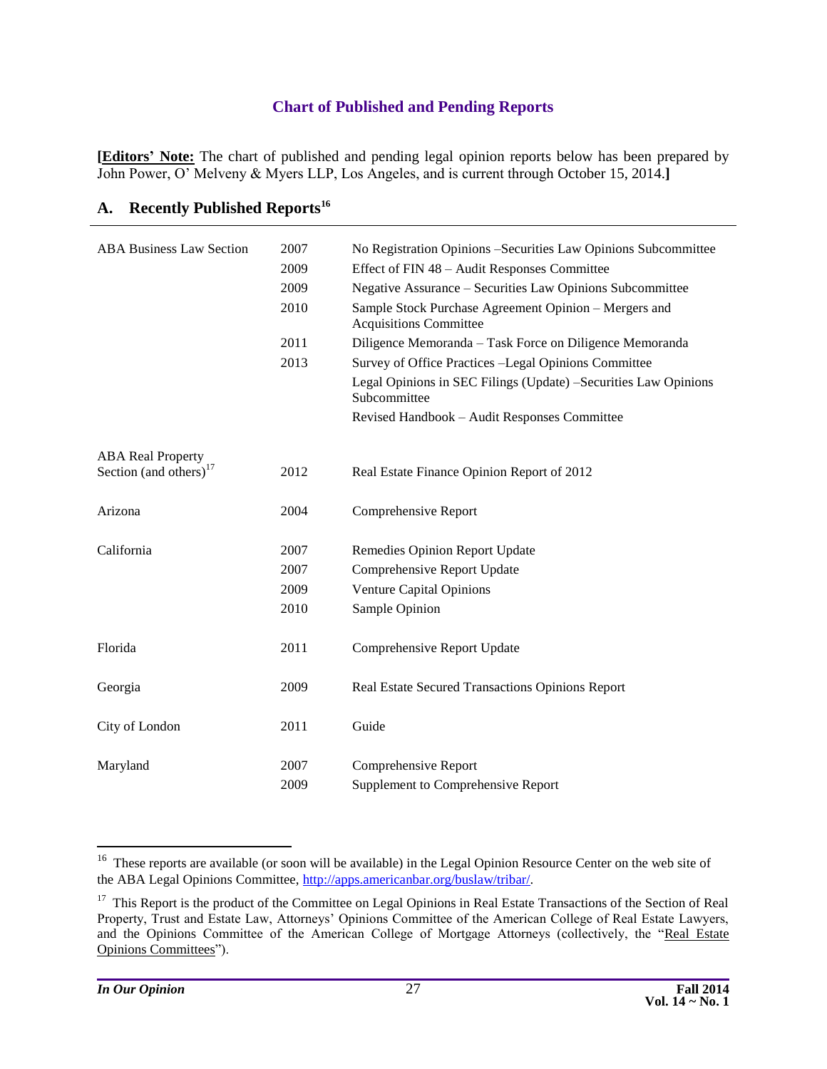## Chart of Published and Pending Reports

**[Editors' Note:** The chart of published and pending legal opinion reports below has been prepared by John Power, O' Melveny & Myers LLP, Los Angeles, and is current through October 15, 2014.**]**

### A. Recently Published Reports[16]

| | | |
|---|---|---|
| ABA Business Law Section | 2007 | No Registration Opinions –Securities Law Opinions Subcommittee |
| | 2009 | Effect of FIN 48 – Audit Responses Committee |
| | 2009 | Negative Assurance – Securities Law Opinions Subcommittee |
| | 2010 | Sample Stock Purchase Agreement Opinion – Mergers and Acquisitions Committee |
| | 2011 | Diligence Memoranda – Task Force on Diligence Memoranda |
| | 2013 | Survey of Office Practices –Legal Opinions Committee |
| | | Legal Opinions in SEC Filings (Update) –Securities Law Opinions Subcommittee |
| | | Revised Handbook – Audit Responses Committee |
| ABA Real Property Section (and others)[17] | 2012 | Real Estate Finance Opinion Report of 2012 |
| Arizona | 2004 | Comprehensive Report |
| California | 2007 | Remedies Opinion Report Update |
| | 2007 | Comprehensive Report Update |
| | 2009 | Venture Capital Opinions |
| | 2010 | Sample Opinion |
| Florida | 2011 | Comprehensive Report Update |
| Georgia | 2009 | Real Estate Secured Transactions Opinions Report |
| City of London | 2011 | Guide |
| Maryland | 2007 | Comprehensive Report |
| | 2009 | Supplement to Comprehensive Report |

---

[16] These reports are available (or soon will be available) in the Legal Opinion Resource Center on the web site of the ABA Legal Opinions Committee, http://apps.americanbar.org/buslaw/tribar/.

[17] This Report is the product of the Committee on Legal Opinions in Real Estate Transactions of the Section of Real Property, Trust and Estate Law, Attorneys' Opinions Committee of the American College of Real Estate Lawyers, and the Opinions Committee of the American College of Mortgage Attorneys (collectively, the "Real Estate Opinions Committees").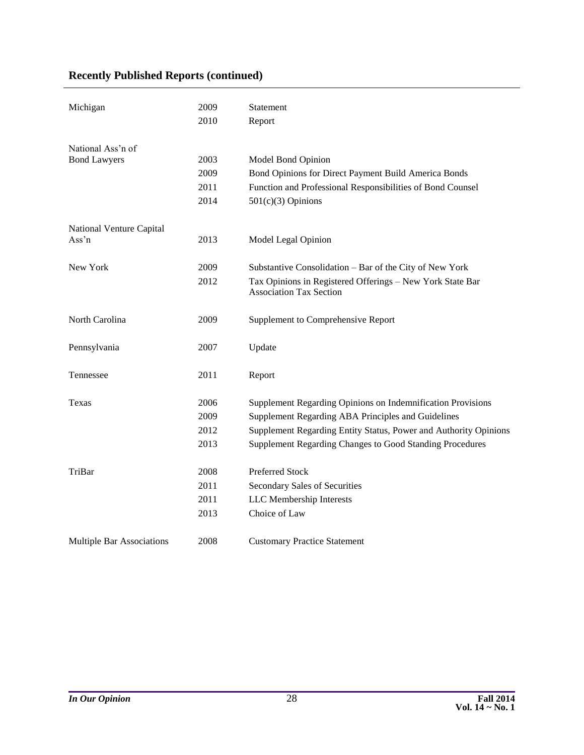## Recently Published Reports (continued)

| | | |
|---|---|---|
| Michigan | 2009 | Statement |
| | 2010 | Report |
| National Ass'n of Bond Lawyers | 2003 | Model Bond Opinion |
| | 2009 | Bond Opinions for Direct Payment Build America Bonds |
| | 2011 | Function and Professional Responsibilities of Bond Counsel |
| | 2014 | 501(c)(3) Opinions |
| National Venture Capital Ass'n | 2013 | Model Legal Opinion |
| New York | 2009 | Substantive Consolidation – Bar of the City of New York |
| | 2012 | Tax Opinions in Registered Offerings – New York State Bar Association Tax Section |
| North Carolina | 2009 | Supplement to Comprehensive Report |
| Pennsylvania | 2007 | Update |
| Tennessee | 2011 | Report |
| Texas | 2006 | Supplement Regarding Opinions on Indemnification Provisions |
| | 2009 | Supplement Regarding ABA Principles and Guidelines |
| | 2012 | Supplement Regarding Entity Status, Power and Authority Opinions |
| | 2013 | Supplement Regarding Changes to Good Standing Procedures |
| TriBar | 2008 | Preferred Stock |
| | 2011 | Secondary Sales of Securities |
| | 2011 | LLC Membership Interests |
| | 2013 | Choice of Law |
| Multiple Bar Associations | 2008 | Customary Practice Statement |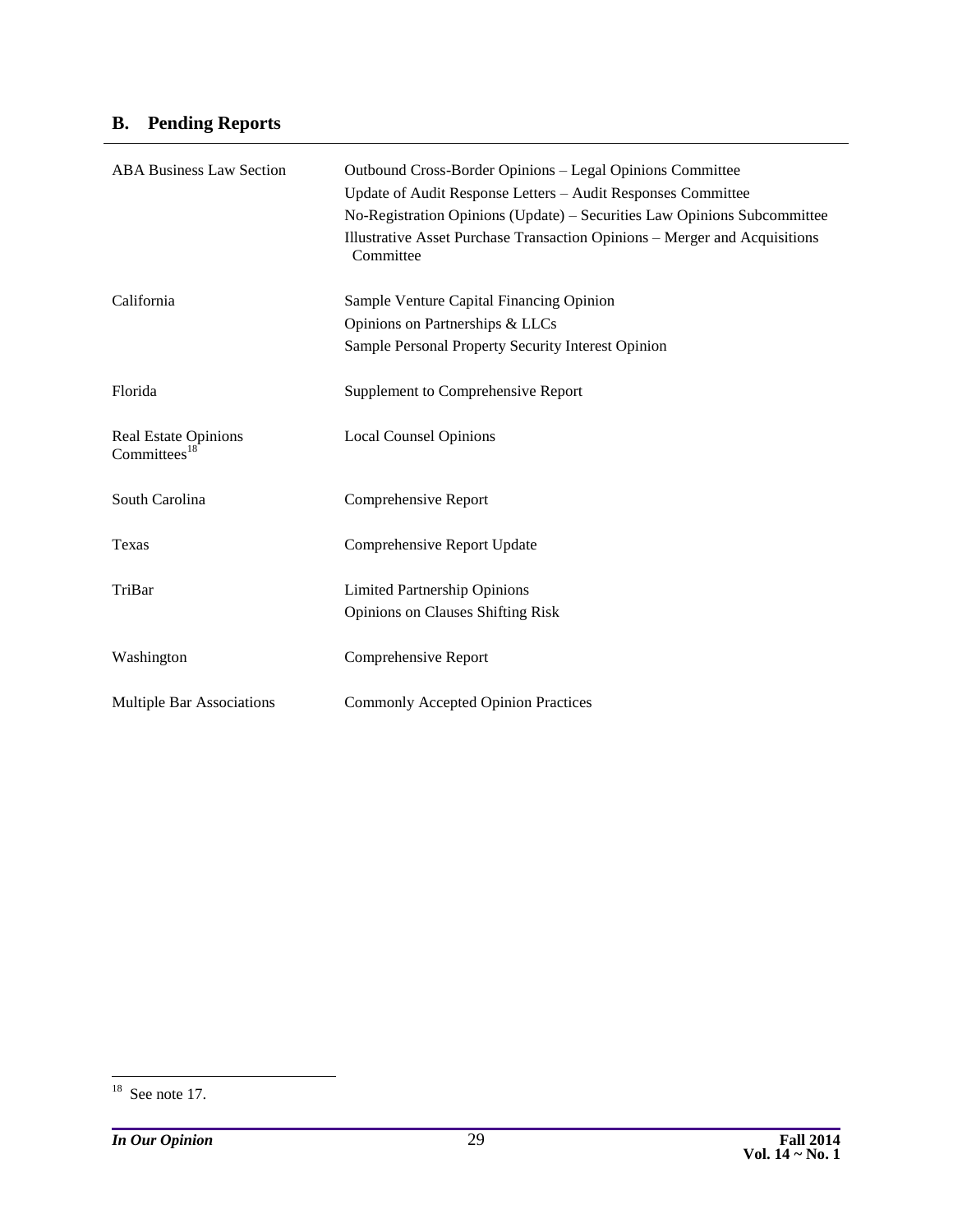## B. Pending Reports

| | |
|---|---|
| ABA Business Law Section | Outbound Cross-Border Opinions – Legal Opinions Committee<br>Update of Audit Response Letters – Audit Responses Committee<br>No-Registration Opinions (Update) – Securities Law Opinions Subcommittee<br>Illustrative Asset Purchase Transaction Opinions – Merger and Acquisitions Committee |
| California | Sample Venture Capital Financing Opinion<br>Opinions on Partnerships & LLCs<br>Sample Personal Property Security Interest Opinion |
| Florida | Supplement to Comprehensive Report |
| Real Estate Opinions Committees[18] | Local Counsel Opinions |
| South Carolina | Comprehensive Report |
| Texas | Comprehensive Report Update |
| TriBar | Limited Partnership Opinions<br>Opinions on Clauses Shifting Risk |
| Washington | Comprehensive Report |
| Multiple Bar Associations | Commonly Accepted Opinion Practices |

[18] See note 17.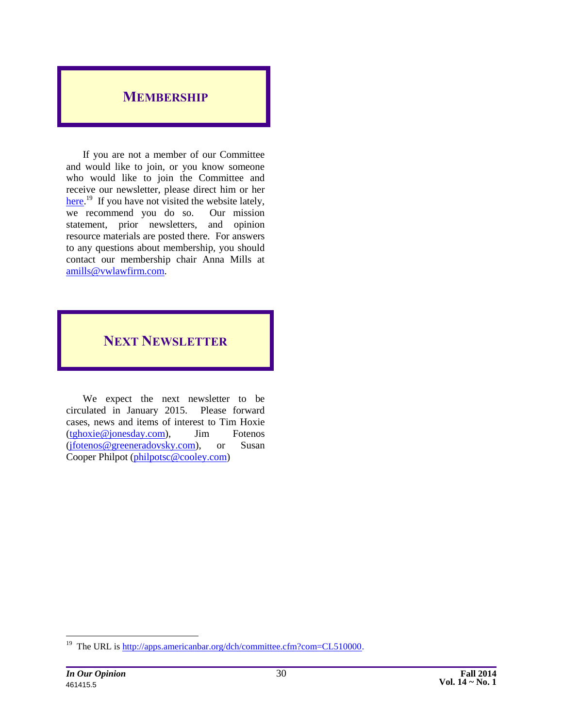## MEMBERSHIP

If you are not a member of our Committee and would like to join, or you know someone who would like to join the Committee and receive our newsletter, please direct him or her here.[19] If you have not visited the website lately, we recommend you do so. Our mission statement, prior newsletters, and opinion resource materials are posted there. For answers to any questions about membership, you should contact our membership chair Anna Mills at amills@vwlawfirm.com.

## NEXT NEWSLETTER

We expect the next newsletter to be circulated in January 2015. Please forward cases, news and items of interest to Tim Hoxie (tghoxie@jonesday.com), Jim Fotenos (jfotenos@greeneradovsky.com), or Susan Cooper Philpot (philpotsc@cooley.com)

---

[19] The URL is http://apps.americanbar.org/dch/committee.cfm?com=CL510000.